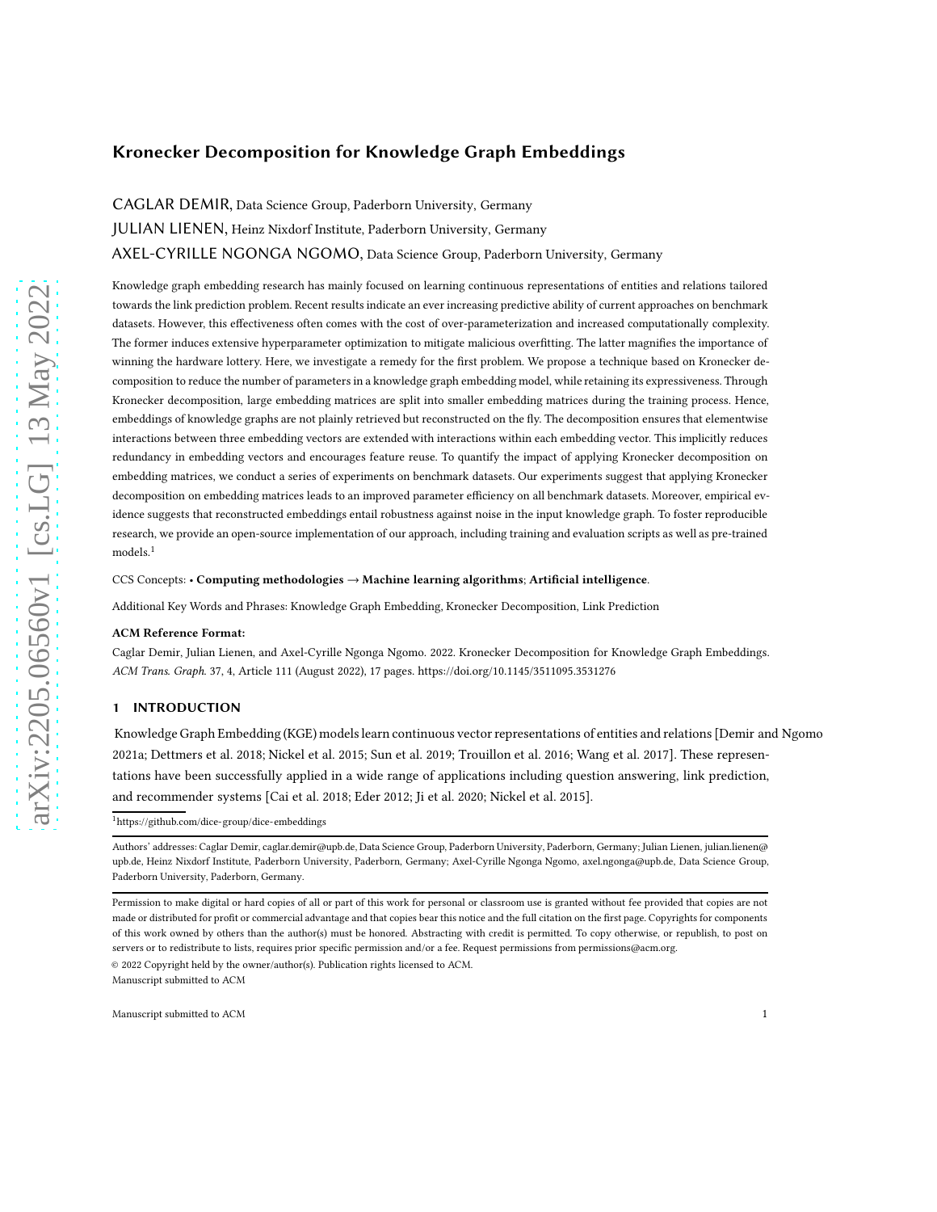# Kronecker Decomposition for Knowledge Graph Embeddings

CAGLAR DEMIR, Data Science Group, Paderborn University, Germany

JULIAN LIENEN, Heinz Nixdorf Institute, Paderborn University, Germany

AXEL-CYRILLE NGONGA NGOMO, Data Science Group, Paderborn University, Germany

Knowledge graph embedding research has mainly focused on learning continuous representations of entities and relations tailored towards the link prediction problem. Recent results indicate an ever increasing predictive ability of current approaches on benchmark datasets. However, this effectiveness often comes with the cost of over-parameterization and increased computationally complexity. The former induces extensive hyperparameter optimization to mitigate malicious overfitting. The latter magnifies the importance of winning the hardware lottery. Here, we investigate a remedy for the first problem. We propose a technique based on Kronecker decomposition to reduce the number of parameters in a knowledge graph embedding model, while retaining its expressiveness. Through Kronecker decomposition, large embedding matrices are split into smaller embedding matrices during the training process. Hence, embeddings of knowledge graphs are not plainly retrieved but reconstructed on the fly. The decomposition ensures that elementwise interactions between three embedding vectors are extended with interactions within each embedding vector. This implicitly reduces redundancy in embedding vectors and encourages feature reuse. To quantify the impact of applying Kronecker decomposition on embedding matrices, we conduct a series of experiments on benchmark datasets. Our experiments suggest that applying Kronecker decomposition on embedding matrices leads to an improved parameter efficiency on all benchmark datasets. Moreover, empirical evidence suggests that reconstructed embeddings entail robustness against noise in the input knowledge dataset. To foster reproducible research, we provide an open-source implementation of our approach, including training and evaluation scripts as well as pre-trained models.[1]

CCS Concepts: • **Computing methodologies** → **Machine learning algorithms**; **Artificial intelligence**.

Additional Key Words and Phrases: Knowledge Graph Embedding, Kronecker Decomposition, Link Prediction

**ACM Reference Format:**

Caglar Demir, Julian Lienen, and Axel-Cyrille Ngonga Ngomo. 2022. Kronecker Decomposition for Knowledge Graph Embeddings. *ACM Trans. Graph.* 37, 4, Article 111 (August 2022), 17 pages. https://doi.org/10.1145/3511095.3531276

## 1 INTRODUCTION

Knowledge Graph Embedding (KGE) models learn continuous vector representations of entities and relations [Demir and Ngomo 2021a; Dettmers et al. 2018; Nickel et al. 2015; Sun et al. 2019; Trouillon et al. 2016; Wang et al. 2017]. These representations have been successfully applied in a wide range of applications including question answering, link prediction, and recommender systems [Cai et al. 2018; Eder 2012; Ji et al. 2020; Nickel et al. 2015].

[1] https://github.com/dice-group/dice-embeddings

Authors' addresses: Caglar Demir, caglar.demir@upb.de, Data Science Group, Paderborn University, Paderborn, Germany; Julian Lienen, julian.lienen@upb.de, Heinz Nixdorf Institute, Paderborn University, Paderborn, Germany; Axel-Cyrille Ngonga Ngomo, axel.ngonga@upb.de, Data Science Group, Paderborn University, Paderborn, Germany.

Permission to make digital or hard copies of all or part of this work for personal or classroom use is granted without fee provided that copies are not made or distributed for profit or commercial advantage and that copies bear this notice and the full citation on the first page. Copyrights for components of this work owned by others than the author(s) must be honored. Abstracting with credit is permitted. To copy otherwise, or republish, to post on servers or to redistribute to lists, requires prior specific permission and/or a fee. Request permissions from permissions@acm.org.

© 2022 Copyright held by the owner/author(s). Publication rights licensed to ACM.

Manuscript submitted to ACM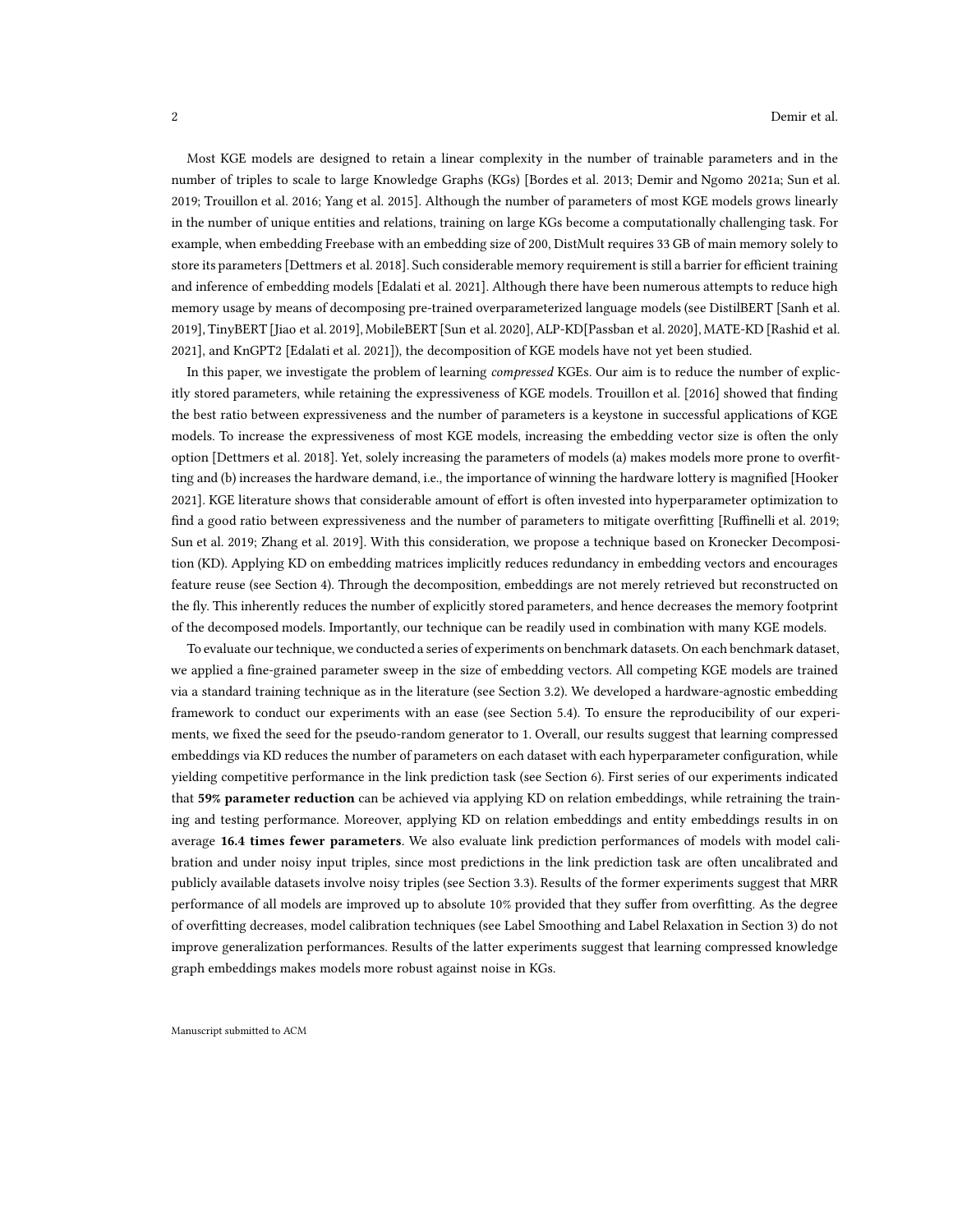Most KGE models are designed to retain a linear complexity in the number of trainable parameters and in the number of triples to scale to large Knowledge Graphs (KGs) [Bordes et al. 2013; Demir and Ngomo 2021a; Sun et al. 2019; Trouillon et al. 2016; Yang et al. 2015]. Although the number of parameters of most KGE models grows linearly in the number of unique entities and relations, training on large KGs become a computationally challenging task. For example, when embedding Freebase with an embedding size of 200, DistMult requires 33 GB of main memory solely to store its parameters [Dettmers et al. 2018]. Such considerable memory requirement is still a barrier for efficient training and inference of embedding models [Edalati et al. 2021]. Although there have been numerous attempts to reduce high memory usage by means of decomposing pre-trained overparameterized language models (see DistilBERT [Sanh et al. 2019], TinyBERT [Jiao et al. 2019], MobileBERT [Sun et al. 2020], ALP-KD[Passban et al. 2020], MATE-KD [Rashid et al. 2021], and KnGPT2 [Edalati et al. 2021]), the decomposition of KGE models have not yet been studied.

In this paper, we investigate the problem of learning *compressed* KGEs. Our aim is to reduce the number of explicitly stored parameters, while retaining the expressiveness of KGE models. Trouillon et al. [2016] showed that finding the best ratio between expressiveness and the number of parameters is a keystone in successful applications of KGE models. To increase the expressiveness of most KGE models, increasing the embedding vector size is often the only option [Dettmers et al. 2018]. Yet, solely increasing the parameters of models (a) makes models more prone to overfitting and (b) increases the hardware demand, i.e., the importance of winning the hardware lottery is magnified [Hooker 2021]. KGE literature shows that considerable amount of effort is often invested into hyperparameter optimization to find a good ratio between expressiveness and the number of parameters to mitigate overfitting [Ruffinelli et al. 2019; Sun et al. 2019; Zhang et al. 2019]. With this consideration, we propose a technique based on Kronecker Decomposition (KD). Applying KD on embedding matrices implicitly reduces redundancy in embedding vectors and encourages feature reuse (see Section 4). Through the decomposition, embeddings are not merely retrieved but reconstructed on the fly. This inherently reduces the number of explicitly stored parameters, and hence decreases the memory footprint of the decomposed models. Importantly, our technique can be readily used in combination with many KGE models.

To evaluate our technique, we conducted a series of experiments on benchmark datasets. On each benchmark dataset, we applied a fine-grained parameter sweep in the size of embedding vectors. All competing KGE models are trained via a standard training technique as in the literature (see Section 3.2). We developed a hardware-agnostic embedding framework to conduct our experiments with an ease (see Section 5.4). To ensure the reproducibility of our experiments, we fixed the seed for the pseudo-random generator to 1. Overall, our results suggest that learning compressed embeddings via KD reduces the number of parameters on each dataset with each hyperparameter configuration, while yielding competitive performance in the link prediction task (see Section 6). First series of our experiments indicated that **59% parameter reduction** can be achieved via applying KD on relation embeddings, while retraining the training and testing performance. Moreover, applying KD on relation embeddings and entity embeddings results in on average **16.4 times fewer parameters**. We also evaluate link prediction performances of models with model calibration and under noisy input triples, since most predictions in the link prediction task are often uncalibrated and publicly available datasets involve noisy triples (see Section 3.3). Results of the former experiments suggest that MRR performance of all models are improved up to absolute 10% provided that they suffer from overfitting. As the degree of overfitting decreases, model calibration techniques (see Label Smoothing and Label Relaxation in Section 3) do not improve generalization performances. Results of the latter experiments suggest that learning compressed knowledge graph embeddings makes models more robust against noise in KGs.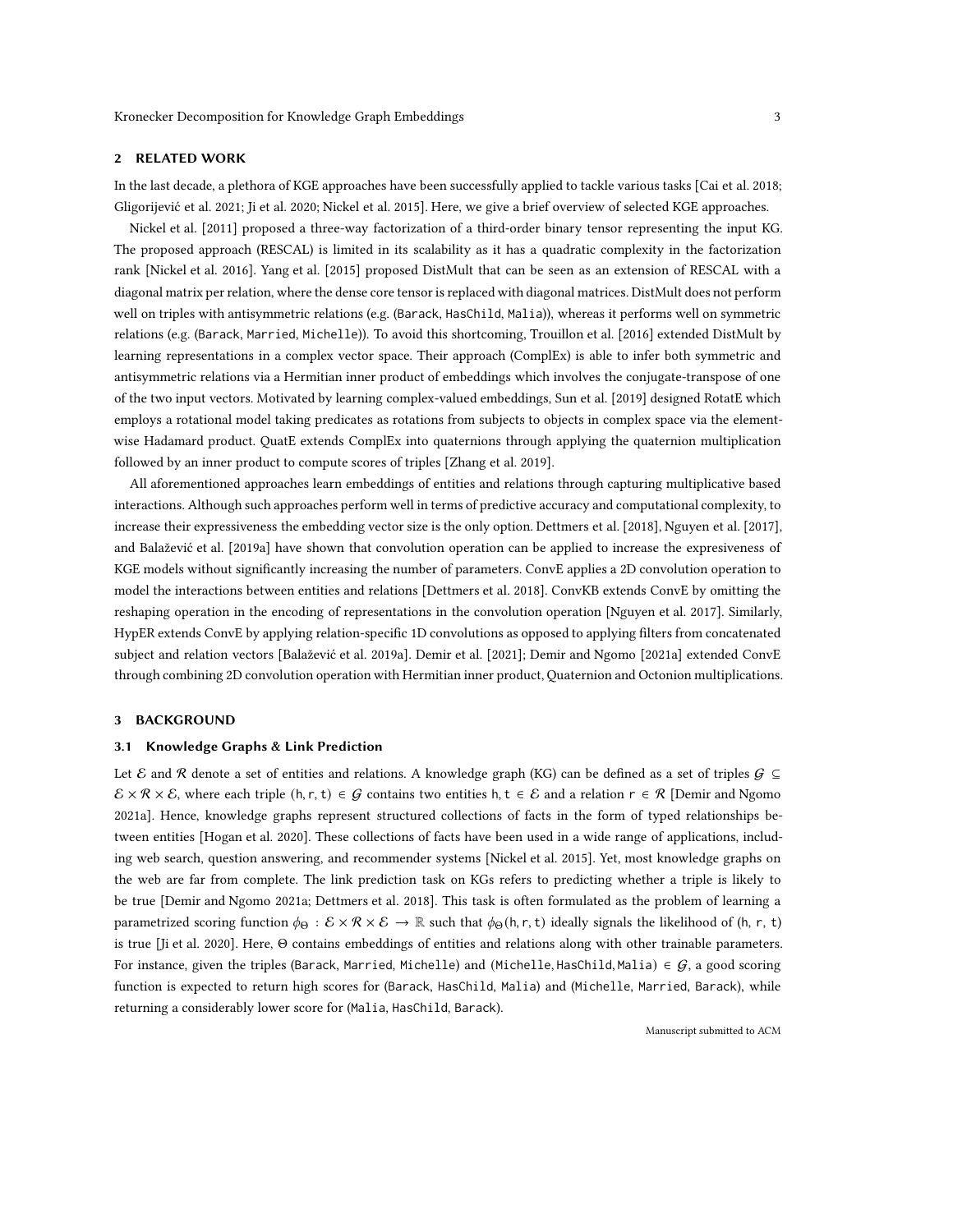## 2 RELATED WORK

In the last decade, a plethora of KGE approaches have been successfully applied to tackle various tasks [Cai et al. 2018; Gligorijević et al. 2021; Ji et al. 2020; Nickel et al. 2015]. Here, we give a brief overview of selected KGE approaches.

Nickel et al. [2011] proposed a three-way factorization of a third-order binary tensor representing the input KG. The proposed approach (RESCAL) is limited in its scalability as it has a quadratic complexity in the factorization rank [Nickel et al. 2016]. Yang et al. [2015] proposed DistMult that can be seen as an extension of RESCAL with a diagonal matrix per relation, where the dense core tensor is replaced with diagonal matrices. DistMult does not perform well on triples with antisymmetric relations (e.g. (Barack, HasChild, Malia)), whereas it performs well on symmetric relations (e.g. (Barack, Married, Michelle)). To avoid this shortcoming, Trouillon et al. [2016] extended DistMult by learning representations in a complex vector space. Their approach (ComplEx) is able to infer both symmetric and antisymmetric relations via a Hermitian inner product of embeddings which involves the conjugate-transpose of one of the two input vectors. Motivated by learning complex-valued embeddings, Sun et al. [2019] designed RotatE which employs a rotational model taking predicates as rotations from subjects to objects in complex space via the element-wise Hadamard product. QuatE extends ComplEx into quaternions through applying the quaternion multiplication followed by an inner product to compute scores of triples [Zhang et al. 2019].

All aforementioned approaches learn embeddings of entities and relations through capturing multiplicative based interactions. Although such approaches perform well in terms of predictive accuracy and computational complexity, to increase their expressiveness the embedding vector size is the only option. Dettmers et al. [2018], Nguyen et al. [2017], and Balažević et al. [2019a] have shown that convolution operation can be applied to increase the expresiveness of KGE models without significantly increasing the number of parameters. ConvE applies a 2D convolution operation to model the interactions between entities and relations [Dettmers et al. 2018]. ConvKB extends ConvE by omitting the reshaping operation in the encoding of representations in the convolution operation [Nguyen et al. 2017]. Similarly, HypER extends ConvE by applying relation-specific 1D convolutions as opposed to applying filters from concatenated subject and relation vectors [Balažević et al. 2019a]. Demir et al. [2021]; Demir and Ngomo [2021a] extended ConvE through combining 2D convolution operation with Hermitian inner product, Quaternion and Octonion multiplications.

## 3 BACKGROUND

### 3.1 Knowledge Graphs & Link Prediction

Let $\mathcal{E}$ and $\mathcal{R}$ denote a set of entities and relations. A knowledge graph (KG) can be defined as a set of triples $\mathcal{G} \subseteq \mathcal{E} \times \mathcal{R} \times \mathcal{E}$, where each triple $(\mathtt{h}, \mathtt{r}, \mathtt{t}) \in \mathcal{G}$ contains two entities $\mathtt{h}, \mathtt{t} \in \mathcal{E}$ and a relation $\mathtt{r} \in \mathcal{R}$ [Demir and Ngomo 2021a]. Hence, knowledge graphs represent structured collections of facts in the form of typed relationships between entities [Hogan et al. 2020]. These collections of facts have been used in a wide range of applications, including web search, question answering, and recommender systems [Nickel et al. 2015]. Yet, most knowledge graphs on the web are far from complete. The link prediction task on KGs refers to predicting whether a triple is likely to be true [Demir and Ngomo 2021a; Dettmers et al. 2018]. This task is often formulated as the problem of learning a parametrized scoring function $\phi_\Theta : \mathcal{E} \times \mathcal{R} \times \mathcal{E} \to \mathbb{R}$ such that $\phi_\Theta(\mathtt{h}, \mathtt{r}, \mathtt{t})$ ideally signals the likelihood of $(\mathtt{h}, \mathtt{r}, \mathtt{t})$ is true [Ji et al. 2020]. Here, $\Theta$ contains embeddings of entities and relations along with other trainable parameters. For instance, given the triples (Barack, Married, Michelle) and (Michelle, HasChild, Malia) $\in \mathcal{G}$, a good scoring function is expected to return high scores for (Barack, HasChild, Malia) and (Michelle, Married, Barack), while returning a considerably lower score for (Malia, HasChild, Barack).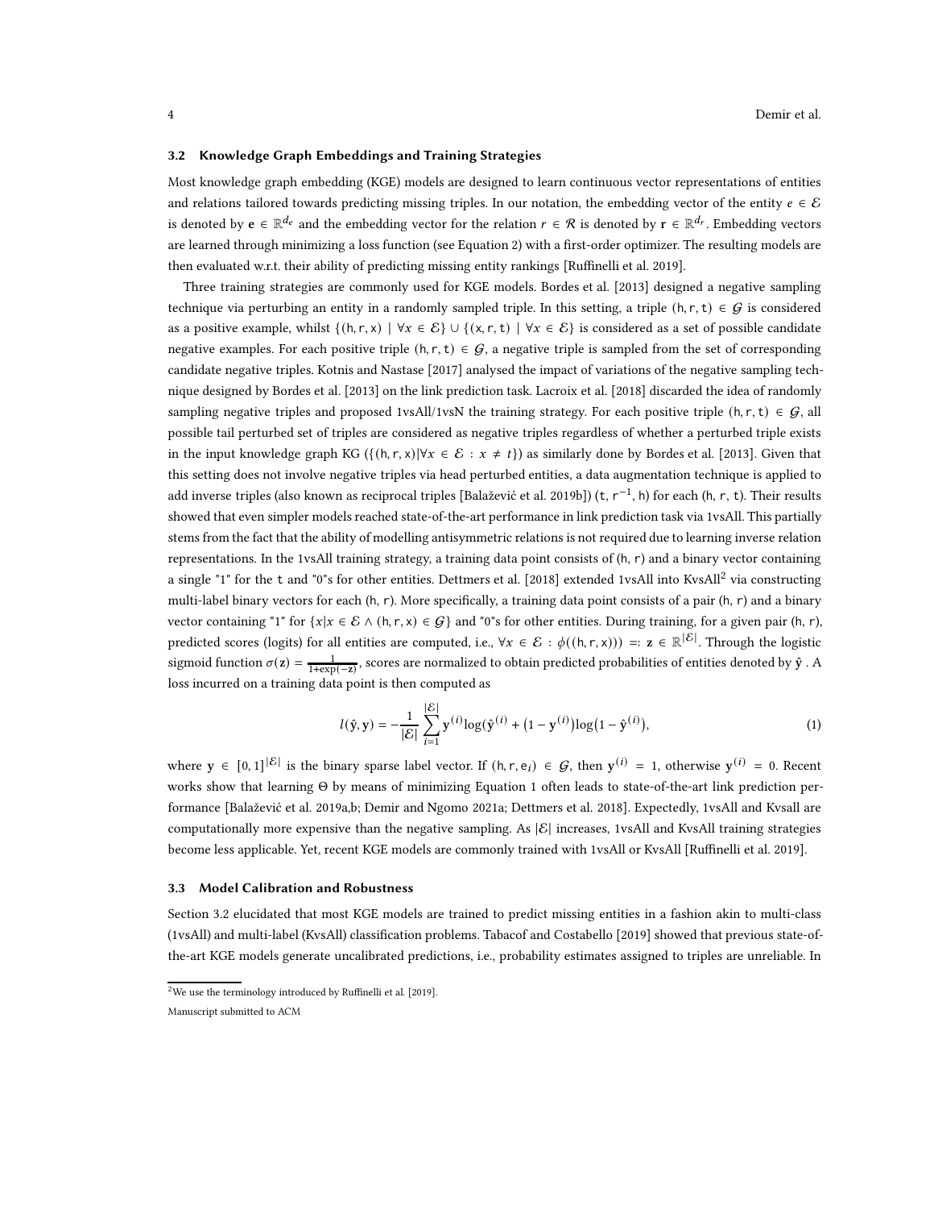### 3.2 Knowledge Graph Embeddings and Training Strategies

Most knowledge graph embedding (KGE) models are designed to learn continuous vector representations of entities and relations tailored towards predicting missing triples. In our notation, the embedding vector of the entity $e \in \mathcal{E}$ is denoted by $\mathbf{e} \in \mathbb{R}^{d_e}$ and the embedding vector for the relation $r \in \mathcal{R}$ is denoted by $\mathbf{r} \in \mathbb{R}^{d_r}$. Embedding vectors are learned through minimizing a loss function (see Equation 2) with a first-order optimizer. The resulting models are then evaluated w.r.t. their ability of predicting missing entity rankings [Ruffinelli et al. 2019].

Three training strategies are commonly used for KGE models. Bordes et al. [2013] designed a negative sampling technique via perturbing an entity in a randomly sampled triple. In this setting, a triple $(\mathsf{h}, \mathsf{r}, \mathsf{t}) \in \mathcal{G}$ is considered as a positive example, whilst $\{(\mathsf{h}, \mathsf{r}, \mathsf{x}) \mid \forall x \in \mathcal{E}\} \cup \{(\mathsf{x}, \mathsf{r}, \mathsf{t}) \mid \forall x \in \mathcal{E}\}$ is considered as a set of possible candidate negative examples. For each positive triple $(\mathsf{h}, \mathsf{r}, \mathsf{t}) \in \mathcal{G}$, a negative triple is sampled from the set of corresponding candidate negative triples. Kotnis and Nastase [2017] analysed the impact of variations of the negative sampling technique designed by Bordes et al. [2013] on the link prediction task. Lacroix et al. [2018] discarded the idea of randomly sampling negative triples and proposed 1vsAll/1vsN the training strategy. For each positive triple $(\mathsf{h}, \mathsf{r}, \mathsf{t}) \in \mathcal{G}$, all possible tail perturbed set of triples are considered as negative triples regardless of whether a perturbed triple exists in the input knowledge graph KG ($\{(\mathsf{h}, \mathsf{r}, \mathsf{x}) | \forall x \in \mathcal{E} : x \neq t\}$) as similarly done by Bordes et al. [2013]. Given that this setting does not involve negative triples via head perturbed entities, a data augmentation technique is applied to add inverse triples (also known as reciprocal triples [Balažević et al. 2019b]) $(\mathsf{t}, \mathsf{r}^{-1}, \mathsf{h})$ for each $(\mathsf{h}, \mathsf{r}, \mathsf{t})$. Their results showed that even simpler models reached state-of-the-art performance in link prediction task via 1vsAll. This partially stems from the fact that the ability of modelling antisymmetric relations is not required due to learning inverse relation representations. In the 1vsAll training strategy, a training data point consists of $(\mathsf{h}, \mathsf{r})$ and a binary vector containing a single "1" for the $\mathsf{t}$ and "0"s for other entities. Dettmers et al. [2018] extended 1vsAll into KvsAll[2] via constructing multi-label binary vectors for each $(\mathsf{h}, \mathsf{r})$. More specifically, a training data point consists of a pair $(\mathsf{h}, \mathsf{r})$ and a binary vector containing "1" for $\{x | x \in \mathcal{E} \wedge (\mathsf{h}, \mathsf{r}, \mathsf{x}) \in \mathcal{G}\}$ and "0"s for other entities. During training, for a given pair $(\mathsf{h}, \mathsf{r})$, predicted scores (logits) for all entities are computed, i.e., $\forall x \in \mathcal{E} : \phi((\mathsf{h}, \mathsf{r}, \mathsf{x}))) =: \mathbf{z} \in \mathbb{R}^{|\mathcal{E}|}$. Through the logistic sigmoid function $\sigma(\mathbf{z}) = \frac{1}{1+\exp(-\mathbf{z})}$, scores are normalized to obtain predicted probabilities of entities denoted by $\hat{\mathbf{y}}$ . A loss incurred on a training data point is then computed as

$$l(\hat{\mathbf{y}}, \mathbf{y}) = -\frac{1}{|\mathcal{E}|} \sum_{i=1}^{|\mathcal{E}|} \mathbf{y}^{(i)} \log(\hat{\mathbf{y}}^{(i)} + \big(1 - \mathbf{y}^{(i)}\big) \log\big(1 - \hat{\mathbf{y}}^{(i)}\big), \tag{1}$$

where $\mathbf{y} \in [0, 1]^{|\mathcal{E}|}$ is the binary sparse label vector. If $(\mathsf{h}, \mathsf{r}, \mathsf{e}_i) \in \mathcal{G}$, then $\mathbf{y}^{(i)} = 1$, otherwise $\mathbf{y}^{(i)} = 0$. Recent works show that learning $\Theta$ by means of minimizing Equation 1 often leads to state-of-the-art link prediction performance [Balažević et al. 2019a,b; Demir and Ngomo 2021a; Dettmers et al. 2018]. Expectedly, 1vsAll and Kvsall are computationally more expensive than the negative sampling. As $|\mathcal{E}|$ increases, 1vsAll and KvsAll training strategies become less applicable. Yet, recent KGE models are commonly trained with 1vsAll or KvsAll [Ruffinelli et al. 2019].

### 3.3 Model Calibration and Robustness

Section 3.2 elucidated that most KGE models are trained to predict missing entities in a fashion akin to multi-class (1vsAll) and multi-label (KvsAll) classification problems. Tabacof and Costabello [2019] showed that previous state-of-the-art KGE models generate uncalibrated predictions, i.e., probability estimates assigned to triples are unreliable. In

[2] We use the terminology introduced by Ruffinelli et al. [2019].

Manuscript submitted to ACM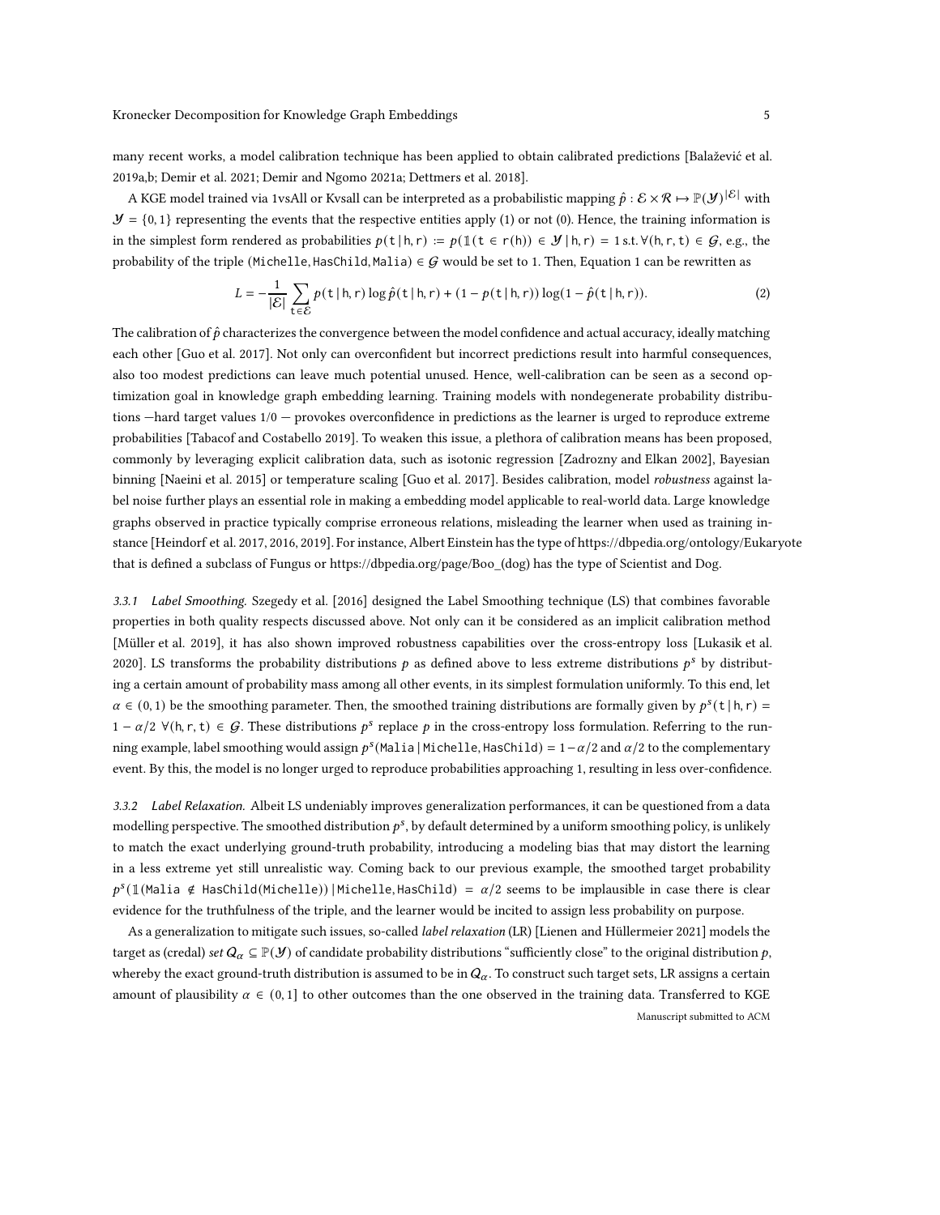many recent works, a model calibration technique has been applied to obtain calibrated predictions [Balažević et al. 2019a,b; Demir et al. 2021; Demir and Ngomo 2021a; Dettmers et al. 2018].

A KGE model trained via 1vsAll or Kvsall can be interpreted as a probabilistic mapping $\hat{p} : \mathcal{E} \times \mathcal{R} \mapsto \mathbb{P}(\mathcal{Y})^{|\mathcal{E}|}$ with $\mathcal{Y} = \{0, 1\}$ representing the events that the respective entities apply (1) or not (0). Hence, the training information is in the simplest form rendered as probabilities $p(\mathtt{t} \mid \mathtt{h}, \mathtt{r}) := p(\mathbb{1}(\mathtt{t} \in \mathtt{r}(\mathtt{h})) \in \mathcal{Y} \mid \mathtt{h}, \mathtt{r}) = 1$ s.t. $\forall (\mathtt{h}, \mathtt{r}, \mathtt{t}) \in \mathcal{G}$, e.g., the probability of the triple $(\mathtt{Michelle}, \mathtt{HasChild}, \mathtt{Malia}) \in \mathcal{G}$ would be set to 1. Then, Equation 1 can be rewritten as

$$L = -\frac{1}{|\mathcal{E}|} \sum_{\mathtt{t} \in \mathcal{E}} p(\mathtt{t} \mid \mathtt{h}, \mathtt{r}) \log \hat{p}(\mathtt{t} \mid \mathtt{h}, \mathtt{r}) + (1 - p(\mathtt{t} \mid \mathtt{h}, \mathtt{r})) \log(1 - \hat{p}(\mathtt{t} \mid \mathtt{h}, \mathtt{r})). \tag{2}$$

The calibration of $\hat{p}$ characterizes the convergence between the model confidence and actual accuracy, ideally matching each other [Guo et al. 2017]. Not only can overconfident but incorrect predictions result into harmful consequences, also too modest predictions can leave much potential unused. Hence, well-calibration can be seen as a second optimization goal in knowledge graph embedding learning. Training models with nondegenerate probability distributions —hard target values 1/0 — provokes overconfidence in predictions as the learner is urged to reproduce extreme probabilities [Tabacof and Costabello 2019]. To weaken this issue, a plethora of calibration means has been proposed, commonly by leveraging explicit calibration data, such as isotonic regression [Zadrozny and Elkan 2002], Bayesian binning [Naeini et al. 2015] or temperature scaling [Guo et al. 2017]. Besides calibration, model *robustness* against label noise further plays an essential role in making a embedding model applicable to real-world data. Large knowledge graphs observed in practice typically comprise erroneous relations, misleading the learner when used as training instance [Heindorf et al. 2017, 2016, 2019]. For instance, Albert Einstein has the type of https://dbpedia.org/ontology/Eukaryote that is defined a subclass of Fungus or https://dbpedia.org/page/Boo_(dog) has the type of Scientist and Dog.

#### 3.3.1 *Label Smoothing.*

Szegedy et al. [2016] designed the Label Smoothing technique (LS) that combines favorable properties in both quality respects discussed above. Not only can it be considered as an implicit calibration method [Müller et al. 2019], it has also shown improved robustness capabilities over the cross-entropy loss [Lukasik et al. 2020]. LS transforms the probability distributions $p$ as defined above to less extreme distributions $p^s$ by distributing a certain amount of probability mass among all other events, in its simplest formulation uniformly. To this end, let $\alpha \in (0, 1)$ be the smoothing parameter. Then, the smoothed training distributions are formally given by $p^s(\mathtt{t} \mid \mathtt{h}, \mathtt{r}) = 1 - \alpha/2 \; \forall (\mathtt{h}, \mathtt{r}, \mathtt{t}) \in \mathcal{G}$. These distributions $p^s$ replace $p$ in the cross-entropy loss formulation. Referring to the running example, label smoothing would assign $p^s(\mathtt{Malia} \mid \mathtt{Michelle}, \mathtt{HasChild}) = 1 - \alpha/2$ and $\alpha/2$ to the complementary event. By this, the model is no longer urged to reproduce probabilities approaching 1, resulting in less over-confidence.

#### 3.3.2 *Label Relaxation.*

Albeit LS undeniably improves generalization performances, it can be questioned from a data modelling perspective. The smoothed distribution $p^s$, by default determined by a uniform smoothing policy, is unlikely to match the exact underlying ground-truth probability, introducing a modeling bias that may distort the learning in a less extreme yet still unrealistic way. Coming back to our previous example, the smoothed target probability $p^s(\mathbb{1}(\mathtt{Malia} \notin \mathtt{HasChild}(\mathtt{Michelle})) \mid \mathtt{Michelle}, \mathtt{HasChild}) = \alpha/2$ seems to be implausible in case there is clear evidence for the truthfulness of the triple, and the learner would be incited to assign less probability on purpose.

As a generalization to mitigate such issues, so-called *label relaxation* (LR) [Lienen and Hüllermeier 2021] models the target as (credal) *set* $Q_\alpha \subseteq \mathbb{P}(\mathcal{Y})$ of candidate probability distributions "sufficiently close" to the original distribution $p$, whereby the exact ground-truth distribution is assumed to be in $Q_\alpha$. To construct such target sets, LR assigns a certain amount of plausibility $\alpha \in (0, 1]$ to other outcomes than the one observed in the training data. Transferred to KGE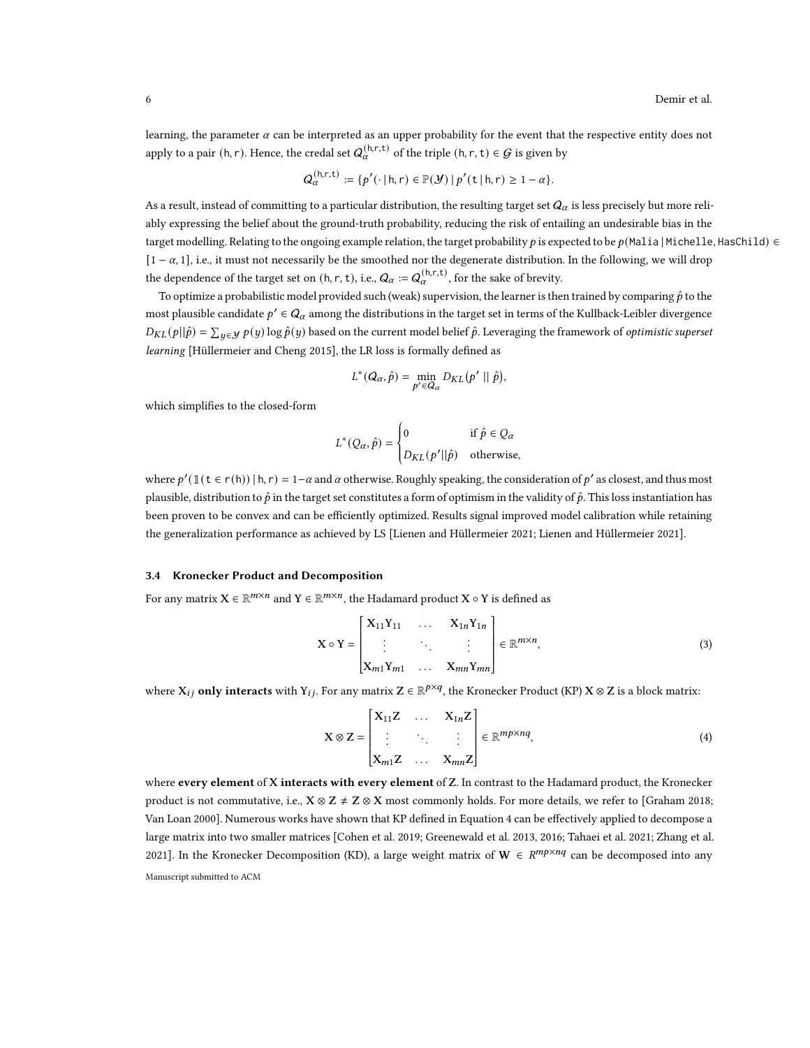learning, the parameter $\alpha$ can be interpreted as an upper probability for the event that the respective entity does not apply to a pair $(\mathsf{h}, \mathsf{r})$. Hence, the credal set $\mathcal{Q}_\alpha^{(\mathsf{h},\mathsf{r},\mathsf{t})}$ of the triple $(\mathsf{h}, \mathsf{r}, \mathsf{t}) \in \mathcal{G}$ is given by

$$\mathcal{Q}_\alpha^{(\mathsf{h},\mathsf{r},\mathsf{t})} := \{p'(\cdot \,|\, \mathsf{h}, \mathsf{r}) \in \mathbb{P}(\mathcal{Y}) \,|\, p'(\mathsf{t} \,|\, \mathsf{h}, \mathsf{r}) \geq 1 - \alpha\}.$$

As a result, instead of committing to a particular distribution, the resulting target set $\mathcal{Q}_\alpha$ is less precisely but more reliably expressing the belief about the ground-truth probability, reducing the risk of entailing an undesirable bias in the target modelling. Relating to the ongoing example relation, the target probability $p$ is expected to be $p(\mathtt{Malia} \,|\, \mathtt{Michelle}, \mathtt{HasChild}) \in [1 - \alpha, 1]$, i.e., it must not necessarily be the smoothed nor the degenerate distribution. In the following, we will drop the dependence of the target set on $(\mathsf{h}, \mathsf{r}, \mathsf{t})$, i.e., $\mathcal{Q}_\alpha := \mathcal{Q}_\alpha^{(\mathsf{h},\mathsf{r},\mathsf{t})}$, for the sake of brevity.

To optimize a probabilistic model provided such (weak) supervision, the learner is then trained by comparing $\hat{p}$ to the most plausible candidate $p' \in \mathcal{Q}_\alpha$ among the distributions in the target set in terms of the Kullback-Leibler divergence $D_{KL}(p||\hat{p}) = \sum_{y \in \mathcal{Y}} p(y) \log \hat{p}(y)$ based on the current model belief $\hat{p}$. Leveraging the framework of *optimistic superset learning* [Hüllermeier and Cheng 2015], the LR loss is formally defined as

$$L^*(\mathcal{Q}_\alpha, \hat{p}) = \min_{p' \in \mathcal{Q}_\alpha} D_{KL}(p' \,||\, \hat{p}),$$

which simplifies to the closed-form

$$L^*(\mathcal{Q}_\alpha, \hat{p}) = \begin{cases} 0 & \text{if } \hat{p} \in \mathcal{Q}_\alpha \\ D_{KL}(p'||\hat{p}) & \text{otherwise,} \end{cases}$$

where $p'(\mathbb{1}(\mathsf{t} \in \mathsf{r}(\mathsf{h})) \,|\, \mathsf{h}, \mathsf{r}) = 1 - \alpha$ and $\alpha$ otherwise. Roughly speaking, the consideration of $p'$ as closest, and thus most plausible, distribution to $\hat{p}$ in the target set constitutes a form of optimism in the validity of $\hat{p}$. This loss instantiation has been proven to be convex and can be efficiently optimized. Results signal improved model calibration while retaining the generalization performance as achieved by LS [Lienen and Hüllermeier 2021; Lienen and Hüllermeier 2021].

### 3.4 Kronecker Product and Decomposition

For any matrix $\mathbf{X} \in \mathbb{R}^{m \times n}$ and $\mathbf{Y} \in \mathbb{R}^{m \times n}$, the Hadamard product $\mathbf{X} \circ \mathbf{Y}$ is defined as

$$\mathbf{X} \circ \mathbf{Y} = \begin{bmatrix} \mathbf{X}_{11}\mathbf{Y}_{11} & \dots & \mathbf{X}_{1n}\mathbf{Y}_{1n} \\ \vdots & \ddots & \vdots \\ \mathbf{X}_{m1}\mathbf{Y}_{m1} & \dots & \mathbf{X}_{mn}\mathbf{Y}_{mn} \end{bmatrix} \in \mathbb{R}^{m \times n}, \tag{3}$$

where $\mathbf{X}_{ij}$ **only interacts** with $\mathbf{Y}_{ij}$. For any matrix $\mathbf{Z} \in \mathbb{R}^{p \times q}$, the Kronecker Product (KP) $\mathbf{X} \otimes \mathbf{Z}$ is a block matrix:

$$\mathbf{X} \otimes \mathbf{Z} = \begin{bmatrix} \mathbf{X}_{11}\mathbf{Z} & \dots & \mathbf{X}_{1n}\mathbf{Z} \\ \vdots & \ddots & \vdots \\ \mathbf{X}_{m1}\mathbf{Z} & \dots & \mathbf{X}_{mn}\mathbf{Z} \end{bmatrix} \in \mathbb{R}^{mp \times nq}, \tag{4}$$

where **every element** of $\mathbf{X}$ **interacts with every element** of $\mathbf{Z}$. In contrast to the Hadamard product, the Kronecker product is not commutative, i.e., $\mathbf{X} \otimes \mathbf{Z} \neq \mathbf{Z} \otimes \mathbf{X}$ most commonly holds. For more details, we refer to [Graham 2018; Van Loan 2000]. Numerous works have shown that KP defined in Equation 4 can be effectively applied to decompose a large matrix into two smaller matrices [Cohen et al. 2019; Greenewald et al. 2013, 2016; Tahaei et al. 2021; Zhang et al. 2021]. In the Kronecker Decomposition (KD), a large weight matrix of $\mathbf{W} \in R^{mp \times nq}$ can be decomposed into any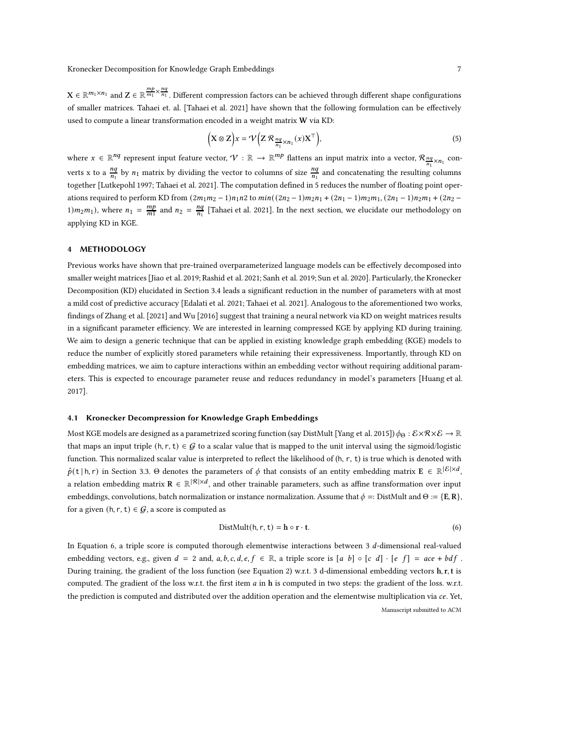$\mathbf{X} \in \mathbb{R}^{m_1 \times n_1}$ and $\mathbf{Z} \in \mathbb{R}^{\frac{mp}{m_1} \times \frac{nq}{n_1}}$. Different compression factors can be achieved through different shape configurations of smaller matrices. Tahaei et. al. [Tahaei et al. 2021] have shown that the following formulation can be effectively used to compute a linear transformation encoded in a weight matrix $\mathbf{W}$ via KD:

$$\Big(\mathbf{X} \otimes \mathbf{Z}\Big)x = \mathcal{V}\Big(\mathbf{Z}\, \mathcal{R}_{\frac{nq}{n_1} \times n_1}(x)\mathbf{X}^\top\Big), \tag{5}$$

where $x \in \mathbb{R}^{nq}$ represent input feature vector, $\mathcal{V} : \mathbb{R} \to \mathbb{R}^{mp}$ flattens an input matrix into a vector, $\mathcal{R}_{\frac{nq}{n_1} \times n_1}$ converts x to a $\frac{nq}{n_1}$ by $n_1$ matrix by dividing the vector to columns of size $\frac{nq}{n_1}$ and concatenating the resulting columns together [Lutkepohl 1997; Tahaei et al. 2021]. The computation defined in 5 reduces the number of floating point operations required to perform KD from $(2m_1m_2 - 1)n_1n2$ to $min((2n_2 - 1)m_2n_1 + (2n_1 - 1)m_2m_1, (2n_1 - 1)n_2m_1 + (2n_2 - 1)m_2m_1)$, where $n_1 = \frac{mp}{m1}$ and $n_2 = \frac{nq}{n_1}$ [Tahaei et al. 2021]. In the next section, we elucidate our methodology on applying KD in KGE.

## 4 METHODOLOGY

Previous works have shown that pre-trained overparameterized language models can be effectively decomposed into smaller weight matrices [Jiao et al. 2019; Rashid et al. 2021; Sanh et al. 2019; Sun et al. 2020]. Particularly, the Kronecker Decomposition (KD) elucidated in Section 3.4 leads a significant reduction in the number of parameters with at most a mild cost of predictive accuracy [Edalati et al. 2021; Tahaei et al. 2021]. Analogous to the aforementioned two works, findings of Zhang et al. [2021] and Wu [2016] suggest that training a neural network via KD on weight matrices results in a significant parameter efficiency. We are interested in learning compressed KGE by applying KD during training. We aim to design a generic technique that can be applied in existing knowledge graph embedding (KGE) models to reduce the number of explicitly stored parameters while retaining their expressiveness. Importantly, through KD on embedding matrices, we aim to capture interactions within an embedding vector without requiring additional parameters. This is expected to encourage parameter reuse and reduces redundancy in model's parameters [Huang et al. 2017].

### 4.1 Kronecker Decompression for Knowledge Graph Embeddings

Most KGE models are designed as a parametrized scoring function (say DistMult [Yang et al. 2015]) $\phi_\Theta : \mathcal{E} \times \mathcal{R} \times \mathcal{E} \to \mathbb{R}$ that maps an input triple $(\mathsf{h}, \mathsf{r}, \mathsf{t}) \in \mathcal{G}$ to a scalar value that is mapped to the unit interval using the sigmoid/logistic function. This normalized scalar value is interpreted to reflect the likelihood of $(\mathsf{h}, \mathsf{r}, \mathsf{t})$ is true which is denoted with $\hat{p}(\mathsf{t} \,|\, \mathsf{h}, \mathsf{r})$ in Section 3.3. $\Theta$ denotes the parameters of $\phi$ that consists of an entity embedding matrix $\mathbf{E} \in \mathbb{R}^{|\mathcal{E}| \times d}$, a relation embedding matrix $\mathbf{R} \in \mathbb{R}^{|\mathcal{R}| \times d}$, and other trainable parameters, such as affine transformation over input embeddings, convolutions, batch normalization or instance normalization. Assume that $\phi =:$ DistMult and $\Theta := \{\mathbf{E}, \mathbf{R}\}$, for a given $(\mathsf{h}, \mathsf{r}, \mathsf{t}) \in \mathcal{G}$, a score is computed as

$$\text{DistMult}(\mathsf{h}, \mathsf{r}, \mathsf{t}) = \mathbf{h} \circ \mathbf{r} \cdot \mathbf{t}. \tag{6}$$

In Equation 6, a triple score is computed thorough elementwise interactions between 3 $d$-dimensional real-valued embedding vectors, e.g., given $d = 2$ and, $a, b, c, d, e, f \in \mathbb{R}$, a triple score is $[a\ \ b] \circ [c\ \ d] \cdot [e\ \ f] = ace + bdf$ . During training, the gradient of the loss function (see Equation 2) w.r.t. 3 d-dimensional embedding vectors $\mathbf{h}, \mathbf{r}, \mathbf{t}$ is computed. The gradient of the loss w.r.t. the first item $a$ in $\mathbf{h}$ is computed in two steps: the gradient of the loss. w.r.t. the prediction is computed and distributed over the addition operation and the elementwise multiplication via $ce$. Yet,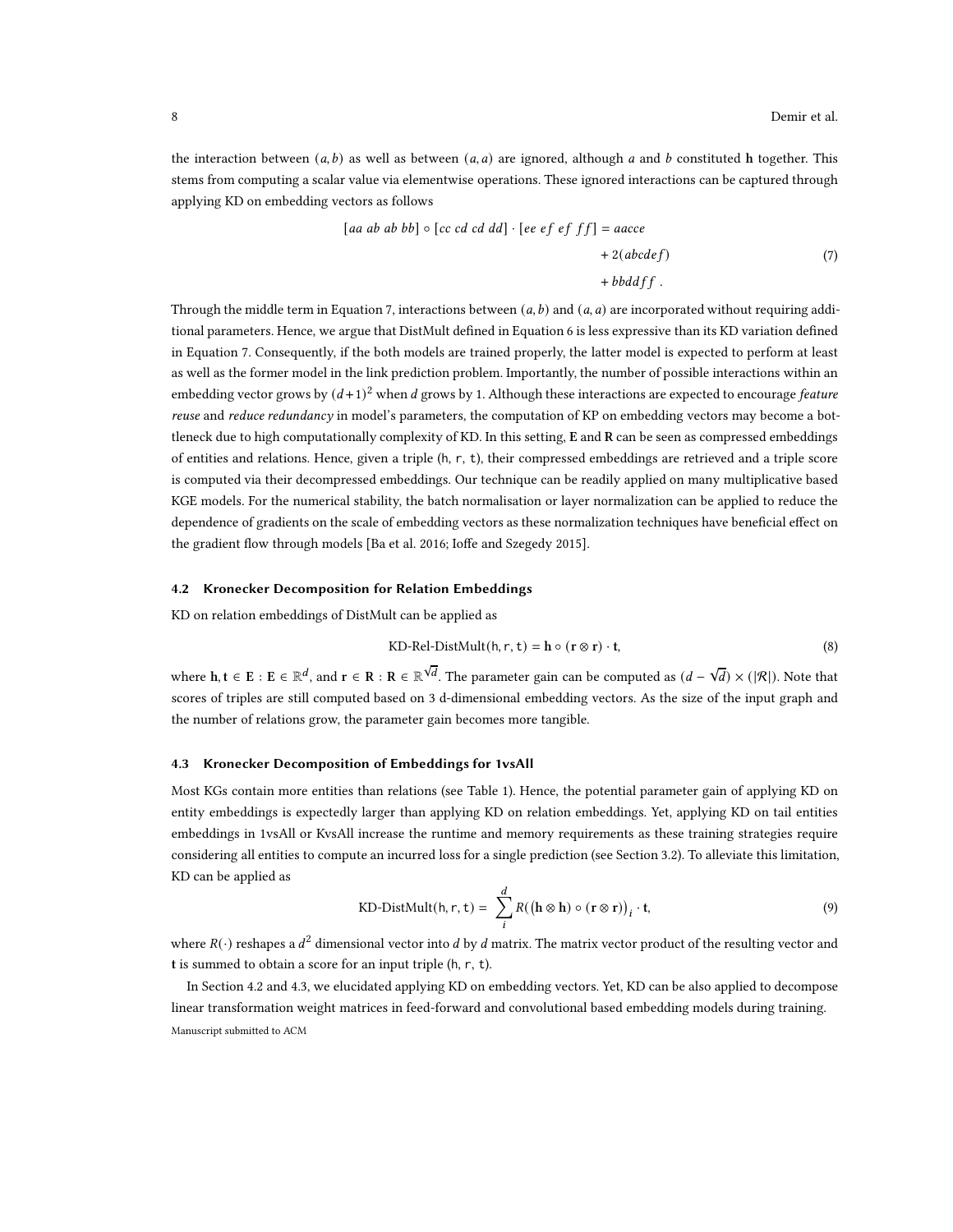the interaction between $(a, b)$ as well as between $(a, a)$ are ignored, although $a$ and $b$ constituted $\mathbf{h}$ together. This stems from computing a scalar value via elementwise operations. These ignored interactions can be captured through applying KD on embedding vectors as follows

$$
\begin{aligned}
[aa\ ab\ ab\ bb] \circ [cc\ cd\ cd\ dd] \cdot [ee\ ef\ ef\ ff] = aacce& \\
+ 2(abcdef)& \\
+ bbddff\ .&
\end{aligned} \tag{7}
$$

Through the middle term in Equation 7, interactions between $(a, b)$ and $(a, a)$ are incorporated without requiring additional parameters. Hence, we argue that DistMult defined in Equation 6 is less expressive than its KD variation defined in Equation 7. Consequently, if the both models are trained properly, the latter model is expected to perform at least as well as the former model in the link prediction problem. Importantly, the number of possible interactions within an embedding vector grows by $(d+1)^2$ when $d$ grows by 1. Although these interactions are expected to encourage *feature reuse* and *reduce redundancy* in model's parameters, the computation of KP on embedding vectors may become a bottleneck due to high computationally complexity of KD. In this setting, $\mathbf{E}$ and $\mathbf{R}$ can be seen as compressed embeddings of entities and relations. Hence, given a triple (h, r, t), their compressed embeddings are retrieved and a triple score is computed via their decompressed embeddings. Our technique can be readily applied on many multiplicative based KGE models. For the numerical stability, the batch normalisation or layer normalization can be applied to reduce the dependence of gradients on the scale of embedding vectors as these normalization techniques have beneficial effect on the gradient flow through models [Ba et al. 2016; Ioffe and Szegedy 2015].

### 4.2 Kronecker Decomposition for Relation Embeddings

KD on relation embeddings of DistMult can be applied as

$$
\text{KD-Rel-DistMult}(\mathsf{h}, \mathsf{r}, \mathsf{t}) = \mathbf{h} \circ (\mathbf{r} \otimes \mathbf{r}) \cdot \mathbf{t}, \tag{8}
$$

where $\mathbf{h}, \mathbf{t} \in \mathbf{E} : \mathbf{E} \in \mathbb{R}^d$, and $\mathbf{r} \in \mathbf{R} : \mathbf{R} \in \mathbb{R}^{\sqrt{d}}$. The parameter gain can be computed as $(d - \sqrt{d}) \times (|\mathcal{R}|)$. Note that scores of triples are still computed based on 3 d-dimensional embedding vectors. As the size of the input graph and the number of relations grow, the parameter gain becomes more tangible.

### 4.3 Kronecker Decomposition of Embeddings for 1vsAll

Most KGs contain more entities than relations (see Table 1). Hence, the potential parameter gain of applying KD on entity embeddings is expectedly larger than applying KD on relation embeddings. Yet, applying KD on tail entities embeddings in 1vsAll or KvsAll increase the runtime and memory requirements as these training strategies require considering all entities to compute an incurred loss for a single prediction (see Section 3.2). To alleviate this limitation, KD can be applied as

$$
\text{KD-DistMult}(\mathsf{h}, \mathsf{r}, \mathsf{t}) = \sum_{i}^{d} R\big((\mathbf{h} \otimes \mathbf{h}) \circ (\mathbf{r} \otimes \mathbf{r})\big)_i \cdot \mathbf{t}, \tag{9}
$$

where $R(\cdot)$ reshapes a $d^2$ dimensional vector into $d$ by $d$ matrix. The matrix vector product of the resulting vector and $\mathbf{t}$ is summed to obtain a score for an input triple (h, r, t).

In Section 4.2 and 4.3, we elucidated applying KD on embedding vectors. Yet, KD can be also applied to decompose linear transformation weight matrices in feed-forward and convolutional based embedding models during training.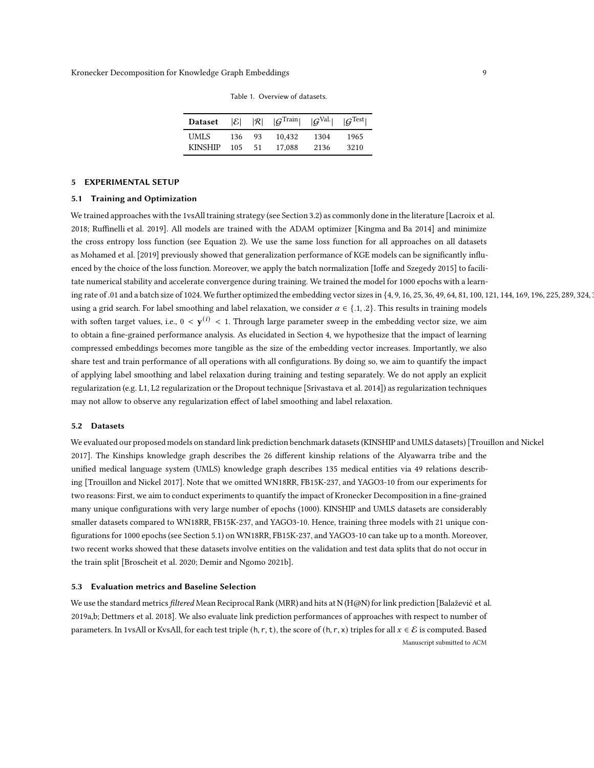Table 1. Overview of datasets.

| Dataset | $\lvert\mathcal{E}\rvert$ | $\lvert\mathcal{R}\rvert$ | $\lvert\mathcal{G}^{\text{Train}}\rvert$ | $\lvert\mathcal{G}^{\text{Val.}}\rvert$ | $\lvert\mathcal{G}^{\text{Test}}\rvert$ |
|---|---|---|---|---|---|
| UMLS | 136 | 93 | 10,432 | 1304 | 1965 |
| KINSHIP | 105 | 51 | 17,088 | 2136 | 3210 |

## 5 EXPERIMENTAL SETUP

### 5.1 Training and Optimization

We trained approaches with the 1vsAll training strategy (see Section 3.2) as commonly done in the literature [Lacroix et al. 2018; Ruffinelli et al. 2019]. All models are trained with the ADAM optimizer [Kingma and Ba 2014] and minimize the cross entropy loss function (see Equation 2). We use the same loss function for all approaches on all datasets as Mohamed et al. [2019] previously showed that generalization performance of KGE models can be significantly influenced by the choice of the loss function. Moreover, we apply the batch normalization [Ioffe and Szegedy 2015] to facilitate numerical stability and accelerate convergence during training. We trained the model for 1000 epochs with a learning rate of .01 and a batch size of 1024. We further optimized the embedding vector sizes in $\{4, 9, 16, 25, 36, 49, 64, 81, 100, 121, 144, 169, 196, 225, 289, 324,$ using a grid search. For label smoothing and label relaxation, we consider $\alpha \in \{.1, .2\}$. This results in training models with soften target values, i.e., $0 < \mathbf{y}^{(i)} < 1$. Through large parameter sweep in the embedding vector size, we aim to obtain a fine-grained performance analysis. As elucidated in Section 4, we hypothesize that the impact of learning compressed embeddings becomes more tangible as the size of the embedding vector increases. Importantly, we also share test and train performance of all operations with all configurations. By doing so, we aim to quantify the impact of applying label smoothing and label relaxation during training and testing separately. We do not apply an explicit regularization (e.g. L1, L2 regularization or the Dropout technique [Srivastava et al. 2014]) as regularization techniques may not allow to observe any regularization effect of label smoothing and label relaxation.

### 5.2 Datasets

We evaluated our proposed models on standard link prediction benchmark datasets (KINSHIP and UMLS datasets) [Trouillon and Nickel 2017]. The Kinships knowledge graph describes the 26 different kinship relations of the Alyawarra tribe and the unified medical language system (UMLS) knowledge graph describes 135 medical entities via 49 relations describing [Trouillon and Nickel 2017]. Note that we omitted WN18RR, FB15K-237, and YAGO3-10 from our experiments for two reasons: First, we aim to conduct experiments to quantify the impact of Kronecker Decomposition in a fine-grained many unique configurations with very large number of epochs (1000). KINSHIP and UMLS datasets are considerably smaller datasets compared to WN18RR, FB15K-237, and YAGO3-10. Hence, training three models with 21 unique configurations for 1000 epochs (see Section 5.1) on WN18RR, FB15K-237, and YAGO3-10 can take up to a month. Moreover, two recent works showed that these datasets involve entities on the validation and test data splits that do not occur in the train split [Broscheit et al. 2020; Demir and Ngomo 2021b].

### 5.3 Evaluation metrics and Baseline Selection

We use the standard metrics *filtered* Mean Reciprocal Rank (MRR) and hits at N (H@N) for link prediction [Balažević et al. 2019a,b; Dettmers et al. 2018]. We also evaluate link prediction performances of approaches with respect to number of parameters. In 1vsAll or KvsAll, for each test triple $(\mathsf{h}, \mathsf{r}, \mathsf{t})$, the score of $(\mathsf{h}, \mathsf{r}, \mathsf{x})$ triples for all $x \in \mathcal{E}$ is computed. Based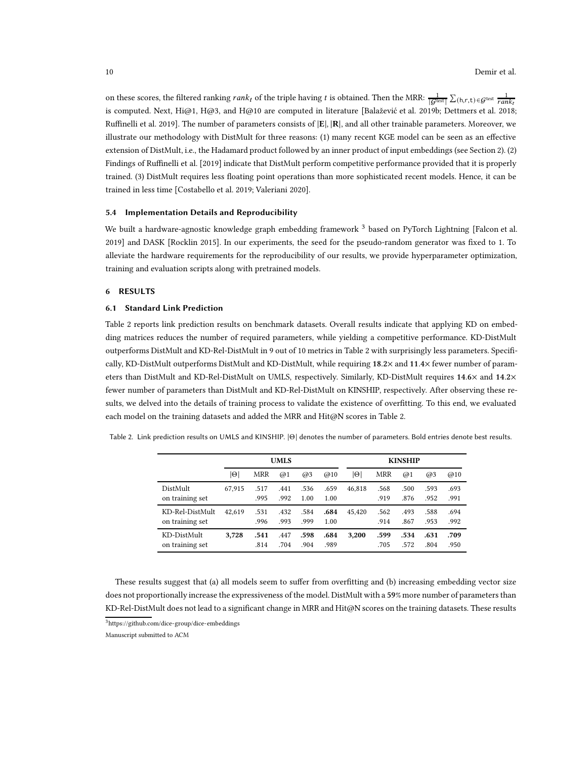on these scores, the filtered ranking $rank_t$ of the triple having $t$ is obtained. Then the MRR: $\frac{1}{|\mathcal{G}^{\text{test}}|}\sum_{(\mathrm{h},\mathrm{r},\mathrm{t})\in\mathcal{G}^{\text{test}}}\frac{1}{rank_t}$ is computed. Next, Hi@1, H@3, and H@10 are computed in literature [Balažević et al. 2019b; Dettmers et al. 2018; Ruffinelli et al. 2019]. The number of parameters consists of $|\mathbf{E}|$, $|\mathbf{R}|$, and all other trainable parameters. Moreover, we illustrate our methodology with DistMult for three reasons: (1) many recent KGE model can be seen as an effective extension of DistMult, i.e., the Hadamard product followed by an inner product of input embeddings (see Section 2). (2) Findings of Ruffinelli et al. [2019] indicate that DistMult perform competitive performance provided that it is properly trained. (3) DistMult requires less floating point operations than more sophisticated recent models. Hence, it can be trained in less time [Costabello et al. 2019; Valeriani 2020].

### 5.4 Implementation Details and Reproducibility

We built a hardware-agnostic knowledge graph embedding framework [3] based on PyTorch Lightning [Falcon et al. 2019] and DASK [Rocklin 2015]. In our experiments, the seed for the pseudo-random generator was fixed to 1. To alleviate the hardware requirements for the reproducibility of our results, we provide hyperparameter optimization, training and evaluation scripts along with pretrained models.

## 6 RESULTS

### 6.1 Standard Link Prediction

Table 2 reports link prediction results on benchmark datasets. Overall results indicate that applying KD on embedding matrices reduces the number of required parameters, while yielding a competitive performance. KD-DistMult outperforms DistMult and KD-Rel-DistMult in 9 out of 10 metrics in Table 2 with surprisingly less parameters. Specifically, KD-DistMult outperforms DistMult and KD-DistMult, while requiring **18.2**× and **11.4**× fewer number of parameters than DistMult and KD-Rel-DistMult on UMLS, respectively. Similarly, KD-DistMult requires **14.6**× and **14.2**× fewer number of parameters than DistMult and KD-Rel-DistMult on KINSHIP, respectively. After observing these results, we delved into the details of training process to validate the existence of overfitting. To this end, we evaluated each model on the training datasets and added the MRR and Hit@N scores in Table 2.

Table 2. Link prediction results on UMLS and KINSHIP. $|\Theta|$ denotes the number of parameters. Bold entries denote best results.

| | UMLS | | | | | KINSHIP | | | | |
|---|---|---|---|---|---|---|---|---|---|---|
| | $\lvert\Theta\rvert$ | MRR | @1 | @3 | @10 | $\lvert\Theta\rvert$ | MRR | @1 | @3 | @10 |
| DistMult | 67,915 | .517 | .441 | .536 | .659 | 46,818 | .568 | .500 | .593 | .693 |
| on training set | | .995 | .992 | 1.00 | 1.00 | | .919 | .876 | .952 | .991 |
| KD-Rel-DistMult | 42,619 | .531 | .432 | .584 | **.684** | 45,420 | .562 | .493 | .588 | .694 |
| on training set | | .996 | .993 | .999 | 1.00 | | .914 | .867 | .953 | .992 |
| KD-DistMult | **3,728** | **.541** | .447 | **.598** | **.684** | **3,200** | **.599** | **.534** | **.631** | **.709** |
| on training set | | .814 | .704 | .904 | .989 | | .705 | .572 | .804 | .950 |

These results suggest that (a) all models seem to suffer from overfitting and (b) increasing embedding vector size does not proportionally increase the expressiveness of the model. DistMult with a **59**% more number of parameters than KD-Rel-DistMult does not lead to a significant change in MRR and Hit@N scores on the training datasets. These results

[3] https://github.com/dice-group/dice-embeddings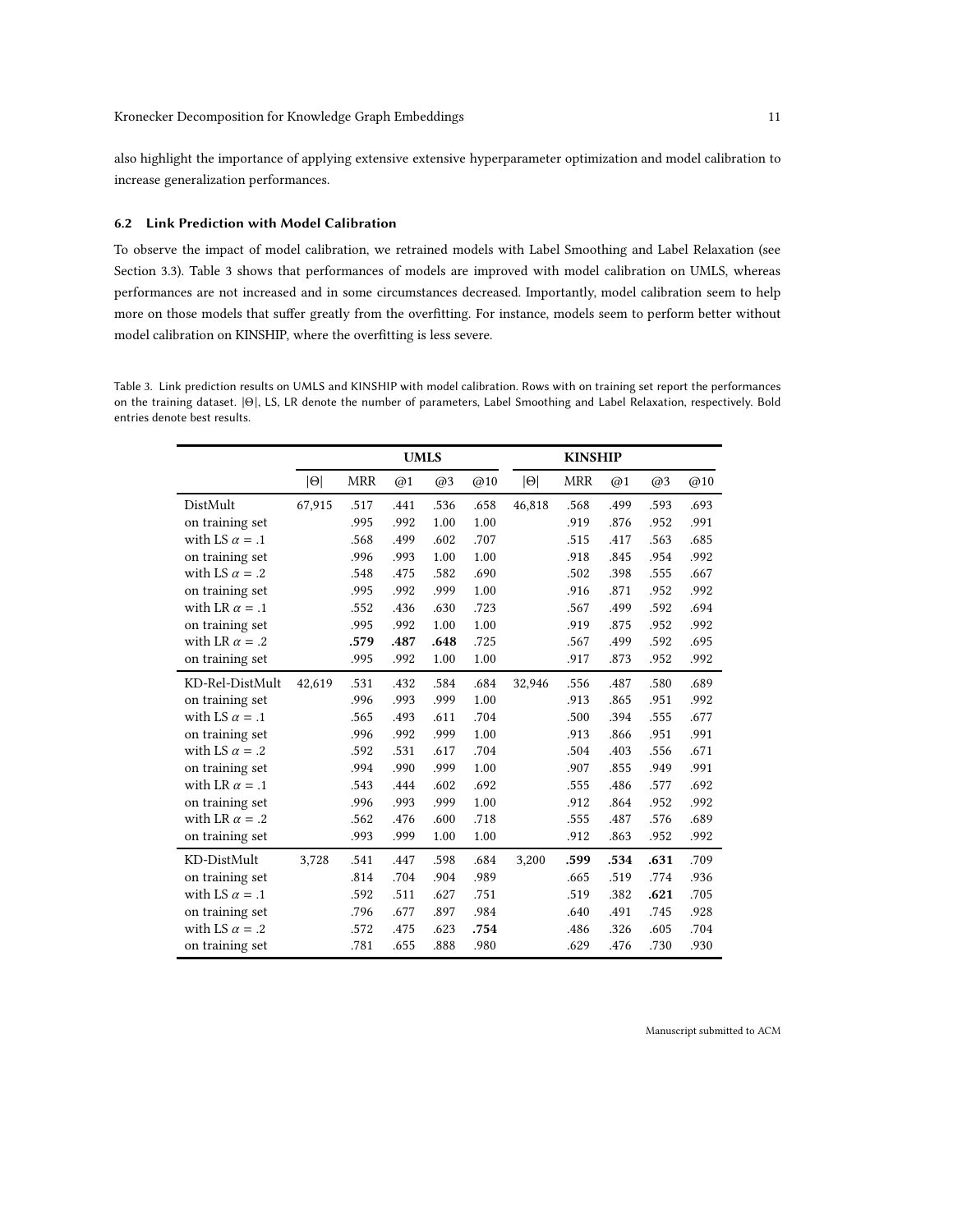also highlight the importance of applying extensive extensive hyperparameter optimization and model calibration to increase generalization performances.

### 6.2 Link Prediction with Model Calibration

To observe the impact of model calibration, we retrained models with Label Smoothing and Label Relaxation (see Section 3.3). Table 3 shows that performances of models are improved with model calibration on UMLS, whereas performances are not increased and in some circumstances decreased. Importantly, model calibration seem to help more on those models that suffer greatly from the overfitting. For instance, models seem to perform better without model calibration on KINSHIP, where the overfitting is less severe.

Table 3. Link prediction results on UMLS and KINSHIP with model calibration. Rows with on training set report the performances on the training dataset. $|\Theta|$, LS, LR denote the number of parameters, Label Smoothing and Label Relaxation, respectively. Bold entries denote best results.

| | **UMLS** | | | | | **KINSHIP** | | | | |
|---|---|---|---|---|---|---|---|---|---|---|
| | $\lvert\Theta\rvert$ | MRR | @1 | @3 | @10 | $\lvert\Theta\rvert$ | MRR | @1 | @3 | @10 |
| DistMult | 67,915 | .517 | .441 | .536 | .658 | 46,818 | .568 | .499 | .593 | .693 |
| on training set | | .995 | .992 | 1.00 | 1.00 | | .919 | .876 | .952 | .991 |
| with LS $\alpha = .1$ | | .568 | .499 | .602 | .707 | | .515 | .417 | .563 | .685 |
| on training set | | .996 | .993 | 1.00 | 1.00 | | .918 | .845 | .954 | .992 |
| with LS $\alpha = .2$ | | .548 | .475 | .582 | .690 | | .502 | .398 | .555 | .667 |
| on training set | | .995 | .992 | .999 | 1.00 | | .916 | .871 | .952 | .992 |
| with LR $\alpha = .1$ | | .552 | .436 | .630 | .723 | | .567 | .499 | .592 | .694 |
| on training set | | .995 | .992 | 1.00 | 1.00 | | .919 | .875 | .952 | .992 |
| with LR $\alpha = .2$ | | **.579** | **.487** | **.648** | .725 | | .567 | .499 | .592 | .695 |
| on training set | | .995 | .992 | 1.00 | 1.00 | | .917 | .873 | .952 | .992 |
| KD-Rel-DistMult | 42,619 | .531 | .432 | .584 | .684 | 32,946 | .556 | .487 | .580 | .689 |
| on training set | | .996 | .993 | .999 | 1.00 | | .913 | .865 | .951 | .992 |
| with LS $\alpha = .1$ | | .565 | .493 | .611 | .704 | | .500 | .394 | .555 | .677 |
| on training set | | .996 | .992 | .999 | 1.00 | | .913 | .866 | .951 | .991 |
| with LS $\alpha = .2$ | | .592 | .531 | .617 | .704 | | .504 | .403 | .556 | .671 |
| on training set | | .994 | .990 | .999 | 1.00 | | .907 | .855 | .949 | .991 |
| with LR $\alpha = .1$ | | .543 | .444 | .602 | .692 | | .555 | .486 | .577 | .692 |
| on training set | | .996 | .993 | .999 | 1.00 | | .912 | .864 | .952 | .992 |
| with LR $\alpha = .2$ | | .562 | .476 | .600 | .718 | | .555 | .487 | .576 | .689 |
| on training set | | .993 | .999 | 1.00 | 1.00 | | .912 | .863 | .952 | .992 |
| KD-DistMult | 3,728 | .541 | .447 | .598 | .684 | 3,200 | **.599** | **.534** | **.631** | .709 |
| on training set | | .814 | .704 | .904 | .989 | | .665 | .519 | .774 | .936 |
| with LS $\alpha = .1$ | | .592 | .511 | .627 | .751 | | .519 | .382 | **.621** | .705 |
| on training set | | .796 | .677 | .897 | .984 | | .640 | .491 | .745 | .928 |
| with LS $\alpha = .2$ | | .572 | .475 | .623 | **.754** | | .486 | .326 | .605 | .704 |
| on training set | | .781 | .655 | .888 | .980 | | .629 | .476 | .730 | .930 |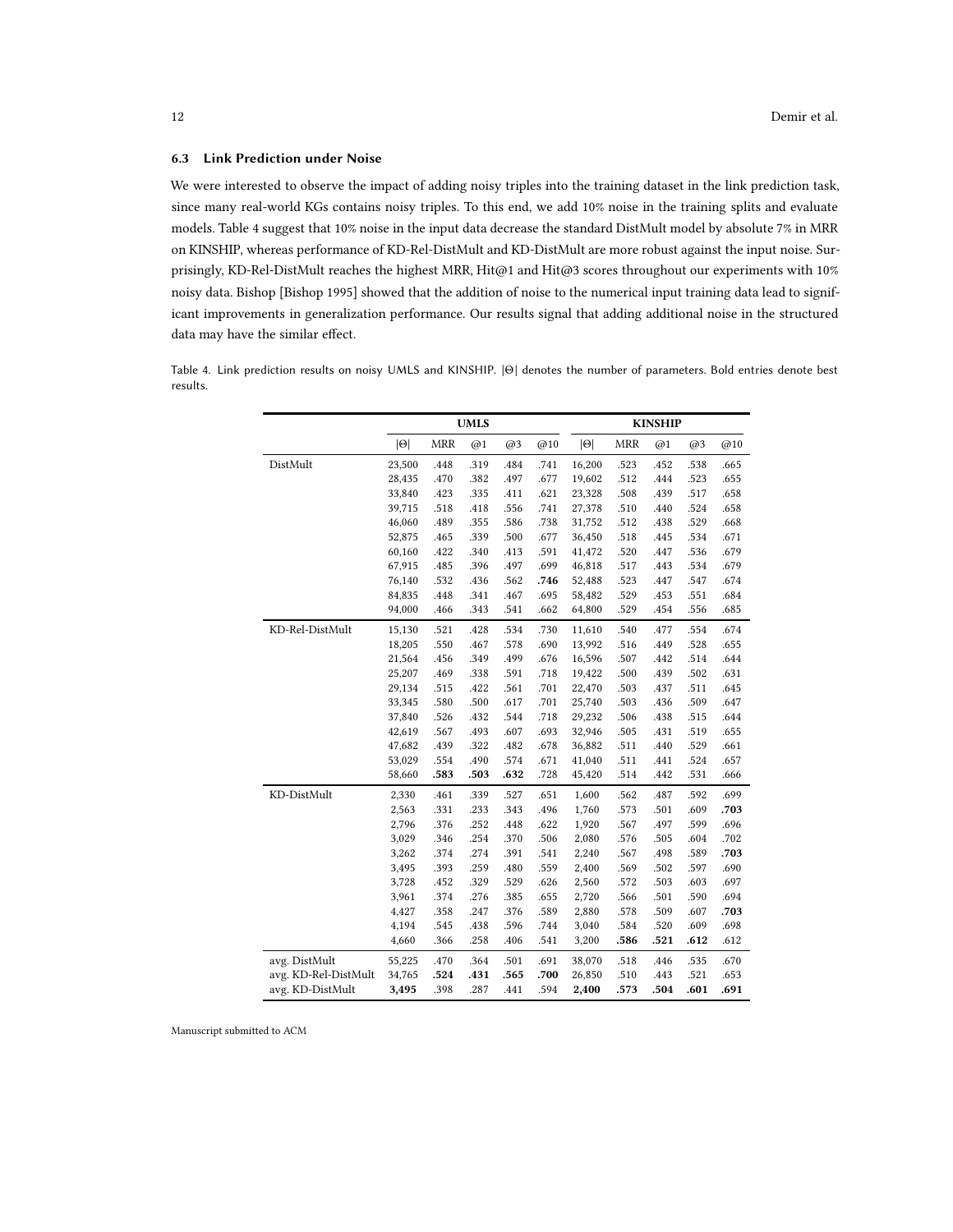### 6.3 Link Prediction under Noise

We were interested to observe the impact of adding noisy triples into the training dataset in the link prediction task, since many real-world KGs contains noisy triples. To this end, we add 10% noise in the training splits and evaluate models. Table 4 suggest that 10% noise in the input data decrease the standard DistMult model by absolute 7% in MRR on KINSHIP, whereas performance of KD-Rel-DistMult and KD-DistMult are more robust against the input noise. Surprisingly, KD-Rel-DistMult reaches the highest MRR, Hit@1 and Hit@3 scores throughout our experiments with 10% noisy data. Bishop [Bishop 1995] showed that the addition of noise to the numerical input training data lead to significant improvements in generalization performance. Our results signal that adding additional noise in the structured data may have the similar effect.

Table 4. Link prediction results on noisy UMLS and KINSHIP. $|\Theta|$ denotes the number of parameters. Bold entries denote best results.

| | UMLS | | | | | KINSHIP | | | | |
|---|---|---|---|---|---|---|---|---|---|---|
| | $\|\Theta\|$ | MRR | @1 | @3 | @10 | $\|\Theta\|$ | MRR | @1 | @3 | @10 |
| DistMult | 23,500 | .448 | .319 | .484 | .741 | 16,200 | .523 | .452 | .538 | .665 |
| | 28,435 | .470 | .382 | .497 | .677 | 19,602 | .512 | .444 | .523 | .655 |
| | 33,840 | .423 | .335 | .411 | .621 | 23,328 | .508 | .439 | .517 | .658 |
| | 39,715 | .518 | .418 | .556 | .741 | 27,378 | .510 | .440 | .524 | .658 |
| | 46,060 | .489 | .355 | .586 | .738 | 31,752 | .512 | .438 | .529 | .668 |
| | 52,875 | .465 | .339 | .500 | .677 | 36,450 | .518 | .445 | .534 | .671 |
| | 60,160 | .422 | .340 | .413 | .591 | 41,472 | .520 | .447 | .536 | .679 |
| | 67,915 | .485 | .396 | .497 | .699 | 46,818 | .517 | .443 | .534 | .679 |
| | 76,140 | .532 | .436 | .562 | **.746** | 52,488 | .523 | .447 | .547 | .674 |
| | 84,835 | .448 | .341 | .467 | .695 | 58,482 | .529 | .453 | .551 | .684 |
| | 94,000 | .466 | .343 | .541 | .662 | 64,800 | .529 | .454 | .556 | .685 |
| KD-Rel-DistMult | 15,130 | .521 | .428 | .534 | .730 | 11,610 | .540 | .477 | .554 | .674 |
| | 18,205 | .550 | .467 | .578 | .690 | 13,992 | .516 | .449 | .528 | .655 |
| | 21,564 | .456 | .349 | .499 | .676 | 16,596 | .507 | .442 | .514 | .644 |
| | 25,207 | .469 | .338 | .591 | .718 | 19,422 | .500 | .439 | .502 | .631 |
| | 29,134 | .515 | .422 | .561 | .701 | 22,470 | .503 | .437 | .511 | .645 |
| | 33,345 | .580 | .500 | .617 | .701 | 25,740 | .503 | .436 | .509 | .647 |
| | 37,840 | .526 | .432 | .544 | .718 | 29,232 | .506 | .438 | .515 | .644 |
| | 42,619 | .567 | .493 | .607 | .693 | 32,946 | .505 | .431 | .519 | .655 |
| | 47,682 | .439 | .322 | .482 | .678 | 36,882 | .511 | .440 | .529 | .661 |
| | 53,029 | .554 | .490 | .574 | .671 | 41,040 | .511 | .441 | .524 | .657 |
| | 58,660 | **.583** | **.503** | **.632** | .728 | 45,420 | .514 | .442 | .531 | .666 |
| KD-DistMult | 2,330 | .461 | .339 | .527 | .651 | 1,600 | .562 | .487 | .592 | .699 |
| | 2,563 | .331 | .233 | .343 | .496 | 1,760 | .573 | .501 | .609 | **.703** |
| | 2,796 | .376 | .252 | .448 | .622 | 1,920 | .567 | .497 | .599 | .696 |
| | 3,029 | .346 | .254 | .370 | .506 | 2,080 | .576 | .505 | .604 | .702 |
| | 3,262 | .374 | .274 | .391 | .541 | 2,240 | .567 | .498 | .589 | **.703** |
| | 3,495 | .393 | .259 | .480 | .559 | 2,400 | .569 | .502 | .597 | .690 |
| | 3,728 | .452 | .329 | .529 | .626 | 2,560 | .572 | .503 | .603 | .697 |
| | 3,961 | .374 | .276 | .385 | .655 | 2,720 | .566 | .501 | .590 | .694 |
| | 4,427 | .358 | .247 | .376 | .589 | 2,880 | .578 | .509 | .607 | **.703** |
| | 4,194 | .545 | .438 | .596 | .744 | 3,040 | .584 | .520 | .609 | .698 |
| | 4,660 | .366 | .258 | .406 | .541 | 3,200 | **.586** | **.521** | **.612** | .612 |
| avg. DistMult | 55,225 | .470 | .364 | .501 | .691 | 38,070 | .518 | .446 | .535 | .670 |
| avg. KD-Rel-DistMult | 34,765 | **.524** | **.431** | **.565** | **.700** | 26,850 | .510 | .443 | .521 | .653 |
| avg. KD-DistMult | **3,495** | .398 | .287 | .441 | .594 | **2,400** | **.573** | **.504** | **.601** | **.691** |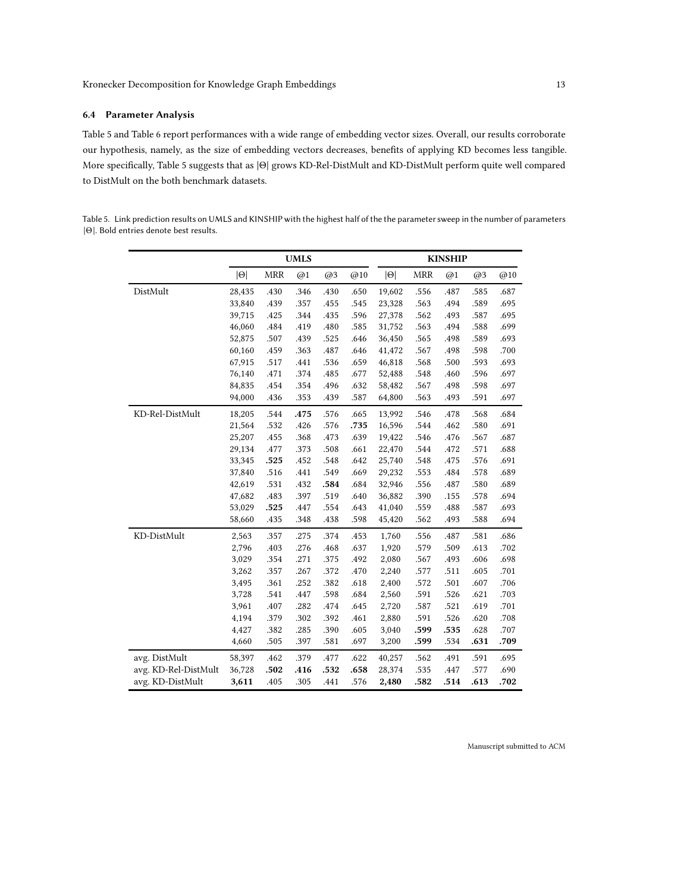### 6.4 Parameter Analysis

Table 5 and Table 6 report performances with a wide range of embedding vector sizes. Overall, our results corroborate our hypothesis, namely, as the size of embedding vectors decreases, benefits of applying KD becomes less tangible. More specifically, Table 5 suggests that as $|\Theta|$ grows KD-Rel-DistMult and KD-DistMult perform quite well compared to DistMult on the both benchmark datasets.

Table 5. Link prediction results on UMLS and KINSHIP with the highest half of the the parameter sweep in the number of parameters $|\Theta|$. Bold entries denote best results.

| | UMLS | | | | | KINSHIP | | | | |
|---|---|---|---|---|---|---|---|---|---|---|
| | $\|\Theta\|$ | MRR | @1 | @3 | @10 | $\|\Theta\|$ | MRR | @1 | @3 | @10 |
| DistMult | 28,435 | .430 | .346 | .430 | .650 | 19,602 | .556 | .487 | .585 | .687 |
| | 33,840 | .439 | .357 | .455 | .545 | 23,328 | .563 | .494 | .589 | .695 |
| | 39,715 | .425 | .344 | .435 | .596 | 27,378 | .562 | .493 | .587 | .695 |
| | 46,060 | .484 | .419 | .480 | .585 | 31,752 | .563 | .494 | .588 | .699 |
| | 52,875 | .507 | .439 | .525 | .646 | 36,450 | .565 | .498 | .589 | .693 |
| | 60,160 | .459 | .363 | .487 | .646 | 41,472 | .567 | .498 | .598 | .700 |
| | 67,915 | .517 | .441 | .536 | .659 | 46,818 | .568 | .500 | .593 | .693 |
| | 76,140 | .471 | .374 | .485 | .677 | 52,488 | .548 | .460 | .596 | .697 |
| | 84,835 | .454 | .354 | .496 | .632 | 58,482 | .567 | .498 | .598 | .697 |
| | 94,000 | .436 | .353 | .439 | .587 | 64,800 | .563 | .493 | .591 | .697 |
| KD-Rel-DistMult | 18,205 | .544 | **.475** | .576 | .665 | 13,992 | .546 | .478 | .568 | .684 |
| | 21,564 | .532 | .426 | .576 | **.735** | 16,596 | .544 | .462 | .580 | .691 |
| | 25,207 | .455 | .368 | .473 | .639 | 19,422 | .546 | .476 | .567 | .687 |
| | 29,134 | .477 | .373 | .508 | .661 | 22,470 | .544 | .472 | .571 | .688 |
| | 33,345 | **.525** | .452 | .548 | .642 | 25,740 | .548 | .475 | .576 | .691 |
| | 37,840 | .516 | .441 | .549 | .669 | 29,232 | .553 | .484 | .578 | .689 |
| | 42,619 | .531 | .432 | **.584** | .684 | 32,946 | .556 | .487 | .580 | .689 |
| | 47,682 | .483 | .397 | .519 | .640 | 36,882 | .390 | .155 | .578 | .694 |
| | 53,029 | **.525** | .447 | .554 | .643 | 41,040 | .559 | .488 | .587 | .693 |
| | 58,660 | .435 | .348 | .438 | .598 | 45,420 | .562 | .493 | .588 | .694 |
| KD-DistMult | 2,563 | .357 | .275 | .374 | .453 | 1,760 | .556 | .487 | .581 | .686 |
| | 2,796 | .403 | .276 | .468 | .637 | 1,920 | .579 | .509 | .613 | .702 |
| | 3,029 | .354 | .271 | .375 | .492 | 2,080 | .567 | .493 | .606 | .698 |
| | 3,262 | .357 | .267 | .372 | .470 | 2,240 | .577 | .511 | .605 | .701 |
| | 3,495 | .361 | .252 | .382 | .618 | 2,400 | .572 | .501 | .607 | .706 |
| | 3,728 | .541 | .447 | .598 | .684 | 2,560 | .591 | .526 | .621 | .703 |
| | 3,961 | .407 | .282 | .474 | .645 | 2,720 | .587 | .521 | .619 | .701 |
| | 4,194 | .379 | .302 | .392 | .461 | 2,880 | .591 | .526 | .620 | .708 |
| | 4,427 | .382 | .285 | .390 | .605 | 3,040 | **.599** | **.535** | .628 | .707 |
| | 4,660 | .505 | .397 | .581 | .697 | 3,200 | **.599** | .534 | **.631** | **.709** |
| avg. DistMult | 58,397 | .462 | .379 | .477 | .622 | 40,257 | .562 | .491 | .591 | .695 |
| avg. KD-Rel-DistMult | 36,728 | **.502** | **.416** | **.532** | **.658** | 28,374 | .535 | .447 | .577 | .690 |
| avg. KD-DistMult | **3,611** | .405 | .305 | .441 | .576 | **2,480** | **.582** | **.514** | **.613** | **.702** |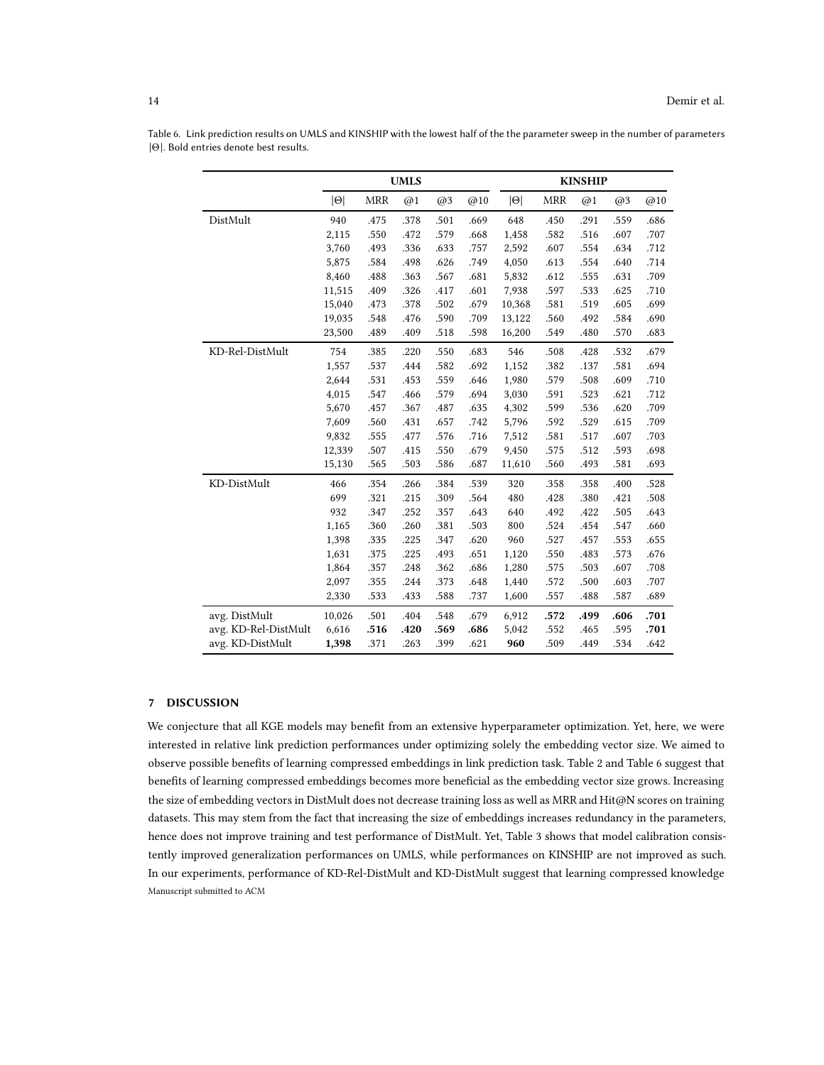Table 6. Link prediction results on UMLS and KINSHIP with the lowest half of the the parameter sweep in the number of parameters $|\Theta|$. Bold entries denote best results.

| | UMLS | | | | | KINSHIP | | | | |
|---|---|---|---|---|---|---|---|---|---|---|
| | $\|\Theta\|$ | MRR | @1 | @3 | @10 | $\|\Theta\|$ | MRR | @1 | @3 | @10 |
| DistMult | 940 | .475 | .378 | .501 | .669 | 648 | .450 | .291 | .559 | .686 |
| | 2,115 | .550 | .472 | .579 | .668 | 1,458 | .582 | .516 | .607 | .707 |
| | 3,760 | .493 | .336 | .633 | .757 | 2,592 | .607 | .554 | .634 | .712 |
| | 5,875 | .584 | .498 | .626 | .749 | 4,050 | .613 | .554 | .640 | .714 |
| | 8,460 | .488 | .363 | .567 | .681 | 5,832 | .612 | .555 | .631 | .709 |
| | 11,515 | .409 | .326 | .417 | .601 | 7,938 | .597 | .533 | .625 | .710 |
| | 15,040 | .473 | .378 | .502 | .679 | 10,368 | .581 | .519 | .605 | .699 |
| | 19,035 | .548 | .476 | .590 | .709 | 13,122 | .560 | .492 | .584 | .690 |
| | 23,500 | .489 | .409 | .518 | .598 | 16,200 | .549 | .480 | .570 | .683 |
| KD-Rel-DistMult | 754 | .385 | .220 | .550 | .683 | 546 | .508 | .428 | .532 | .679 |
| | 1,557 | .537 | .444 | .582 | .692 | 1,152 | .382 | .137 | .581 | .694 |
| | 2,644 | .531 | .453 | .559 | .646 | 1,980 | .579 | .508 | .609 | .710 |
| | 4,015 | .547 | .466 | .579 | .694 | 3,030 | .591 | .523 | .621 | .712 |
| | 5,670 | .457 | .367 | .487 | .635 | 4,302 | .599 | .536 | .620 | .709 |
| | 7,609 | .560 | .431 | .657 | .742 | 5,796 | .592 | .529 | .615 | .709 |
| | 9,832 | .555 | .477 | .576 | .716 | 7,512 | .581 | .517 | .607 | .703 |
| | 12,339 | .507 | .415 | .550 | .679 | 9,450 | .575 | .512 | .593 | .698 |
| | 15,130 | .565 | .503 | .586 | .687 | 11,610 | .560 | .493 | .581 | .693 |
| KD-DistMult | 466 | .354 | .266 | .384 | .539 | 320 | .358 | .358 | .400 | .528 |
| | 699 | .321 | .215 | .309 | .564 | 480 | .428 | .380 | .421 | .508 |
| | 932 | .347 | .252 | .357 | .643 | 640 | .492 | .422 | .505 | .643 |
| | 1,165 | .360 | .260 | .381 | .503 | 800 | .524 | .454 | .547 | .660 |
| | 1,398 | .335 | .225 | .347 | .620 | 960 | .527 | .457 | .553 | .655 |
| | 1,631 | .375 | .225 | .493 | .651 | 1,120 | .550 | .483 | .573 | .676 |
| | 1,864 | .357 | .248 | .362 | .686 | 1,280 | .575 | .503 | .607 | .708 |
| | 2,097 | .355 | .244 | .373 | .648 | 1,440 | .572 | .500 | .603 | .707 |
| | 2,330 | .533 | .433 | .588 | .737 | 1,600 | .557 | .488 | .587 | .689 |
| avg. DistMult | 10,026 | .501 | .404 | .548 | .679 | 6,912 | **.572** | **.499** | **.606** | **.701** |
| avg. KD-Rel-DistMult | 6,616 | **.516** | **.420** | **.569** | **.686** | 5,042 | .552 | .465 | .595 | **.701** |
| avg. KD-DistMult | **1,398** | .371 | .263 | .399 | .621 | **960** | .509 | .449 | .534 | .642 |

## 7 DISCUSSION

We conjecture that all KGE models may benefit from an extensive hyperparameter optimization. Yet, here, we were interested in relative link prediction performances under optimizing solely the embedding vector size. We aimed to observe possible benefits of learning compressed embeddings in link prediction task. Table 2 and Table 6 suggest that benefits of learning compressed embeddings becomes more beneficial as the embedding vector size grows. Increasing the size of embedding vectors in DistMult does not decrease training loss as well as MRR and Hit@N scores on training datasets. This may stem from the fact that increasing the size of embeddings increases redundancy in the parameters, hence does not improve training and test performance of DistMult. Yet, Table 3 shows that model calibration consistently improved generalization performances on UMLS, while performances on KINSHIP are not improved as such. In our experiments, performance of KD-Rel-DistMult and KD-DistMult suggest that learning compressed knowledge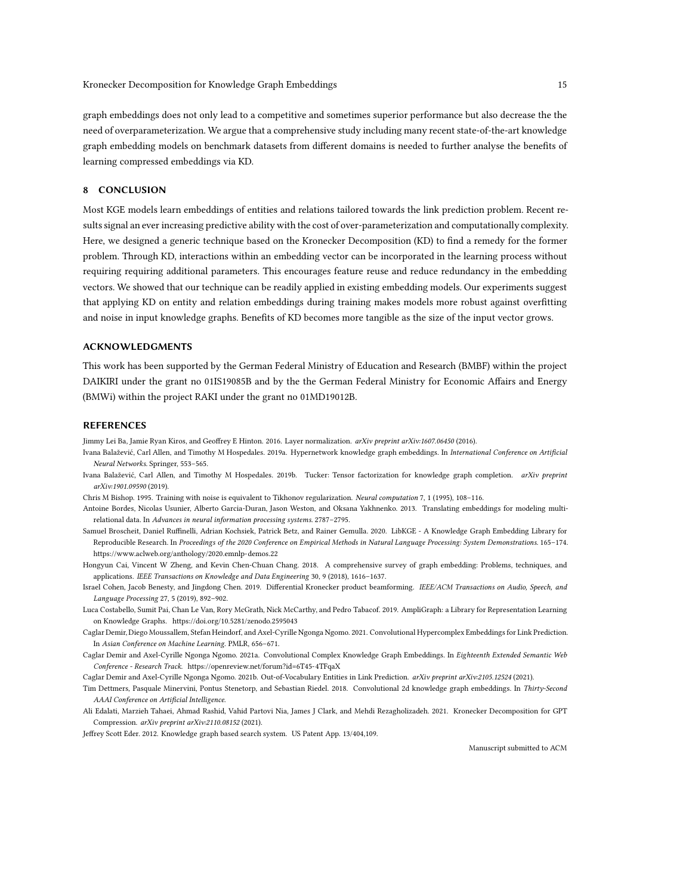graph embeddings does not only lead to a competitive and sometimes superior performance but also decrease the the need of overparameterization. We argue that a comprehensive study including many recent state-of-the-art knowledge graph embedding models on benchmark datasets from different domains is needed to further analyse the benefits of learning compressed embeddings via KD.

## 8 CONCLUSION

Most KGE models learn embeddings of entities and relations tailored towards the link prediction problem. Recent results signal an ever increasing predictive ability with the cost of over-parameterization and computationally complexity. Here, we designed a generic technique based on the Kronecker Decomposition (KD) to find a remedy for the former problem. Through KD, interactions within an embedding vector can be incorporated in the learning process without requiring requiring additional parameters. This encourages feature reuse and reduce redundancy in the embedding vectors. We showed that our technique can be readily applied in existing embedding models. Our experiments suggest that applying KD on entity and relation embeddings during training makes models more robust against overfitting and noise in input knowledge graphs. Benefits of KD becomes more tangible as the size of the input vector grows.

## ACKNOWLEDGMENTS

This work has been supported by the German Federal Ministry of Education and Research (BMBF) within the project DAIKIRI under the grant no 01IS19085B and by the the German Federal Ministry for Economic Affairs and Energy (BMWi) within the project RAKI under the grant no 01MD19012B.

## REFERENCES

Jimmy Lei Ba, Jamie Ryan Kiros, and Geoffrey E Hinton. 2016. Layer normalization. *arXiv preprint arXiv:1607.06450* (2016).

Ivana Balažević, Carl Allen, and Timothy M Hospedales. 2019a. Hypernetwork knowledge graph embeddings. In *International Conference on Artificial Neural Networks*. Springer, 553–565.

Ivana Balažević, Carl Allen, and Timothy M Hospedales. 2019b. Tucker: Tensor factorization for knowledge graph completion. *arXiv preprint arXiv:1901.09590* (2019).

Chris M Bishop. 1995. Training with noise is equivalent to Tikhonov regularization. *Neural computation* 7, 1 (1995), 108–116.

Antoine Bordes, Nicolas Usunier, Alberto Garcia-Duran, Jason Weston, and Oksana Yakhnenko. 2013. Translating embeddings for modeling multi-relational data. In *Advances in neural information processing systems*. 2787–2795.

Samuel Broscheit, Daniel Ruffinelli, Adrian Kochsiek, Patrick Betz, and Rainer Gemulla. 2020. LibKGE - A Knowledge Graph Embedding Library for Reproducible Research. In *Proceedings of the 2020 Conference on Empirical Methods in Natural Language Processing: System Demonstrations*. 165–174. https://www.aclweb.org/anthology/2020.emnlp-demos.22

Hongyun Cai, Vincent W Zheng, and Kevin Chen-Chuan Chang. 2018. A comprehensive survey of graph embedding: Problems, techniques, and applications. *IEEE Transactions on Knowledge and Data Engineering* 30, 9 (2018), 1616–1637.

Israel Cohen, Jacob Benesty, and Jingdong Chen. 2019. Differential Kronecker product beamforming. *IEEE/ACM Transactions on Audio, Speech, and Language Processing* 27, 5 (2019), 892–902.

Luca Costabello, Sumit Pai, Chan Le Van, Rory McGrath, Nick McCarthy, and Pedro Tabacof. 2019. AmpliGraph: a Library for Representation Learning on Knowledge Graphs. https://doi.org/10.5281/zenodo.2595043

Caglar Demir, Diego Moussallem, Stefan Heindorf, and Axel-Cyrille Ngonga Ngomo. 2021. Convolutional Hypercomplex Embeddings for Link Prediction. In *Asian Conference on Machine Learning*. PMLR, 656–671.

Caglar Demir and Axel-Cyrille Ngonga Ngomo. 2021a. Convolutional Complex Knowledge Graph Embeddings. In *Eighteenth Extended Semantic Web Conference - Research Track*. https://openreview.net/forum?id=6T45-4TFqaX

Caglar Demir and Axel-Cyrille Ngonga Ngomo. 2021b. Out-of-Vocabulary Entities in Link Prediction. *arXiv preprint arXiv:2105.12524* (2021).

Tim Dettmers, Pasquale Minervini, Pontus Stenetorp, and Sebastian Riedel. 2018. Convolutional 2d knowledge graph embeddings. In *Thirty-Second AAAI Conference on Artificial Intelligence*.

Ali Edalati, Marzieh Tahaei, Ahmad Rashid, Vahid Partovi Nia, James J Clark, and Mehdi Rezagholizadeh. 2021. Kronecker Decomposition for GPT Compression. *arXiv preprint arXiv:2110.08152* (2021).

Jeffrey Scott Eder. 2012. Knowledge graph based search system. US Patent App. 13/404,109.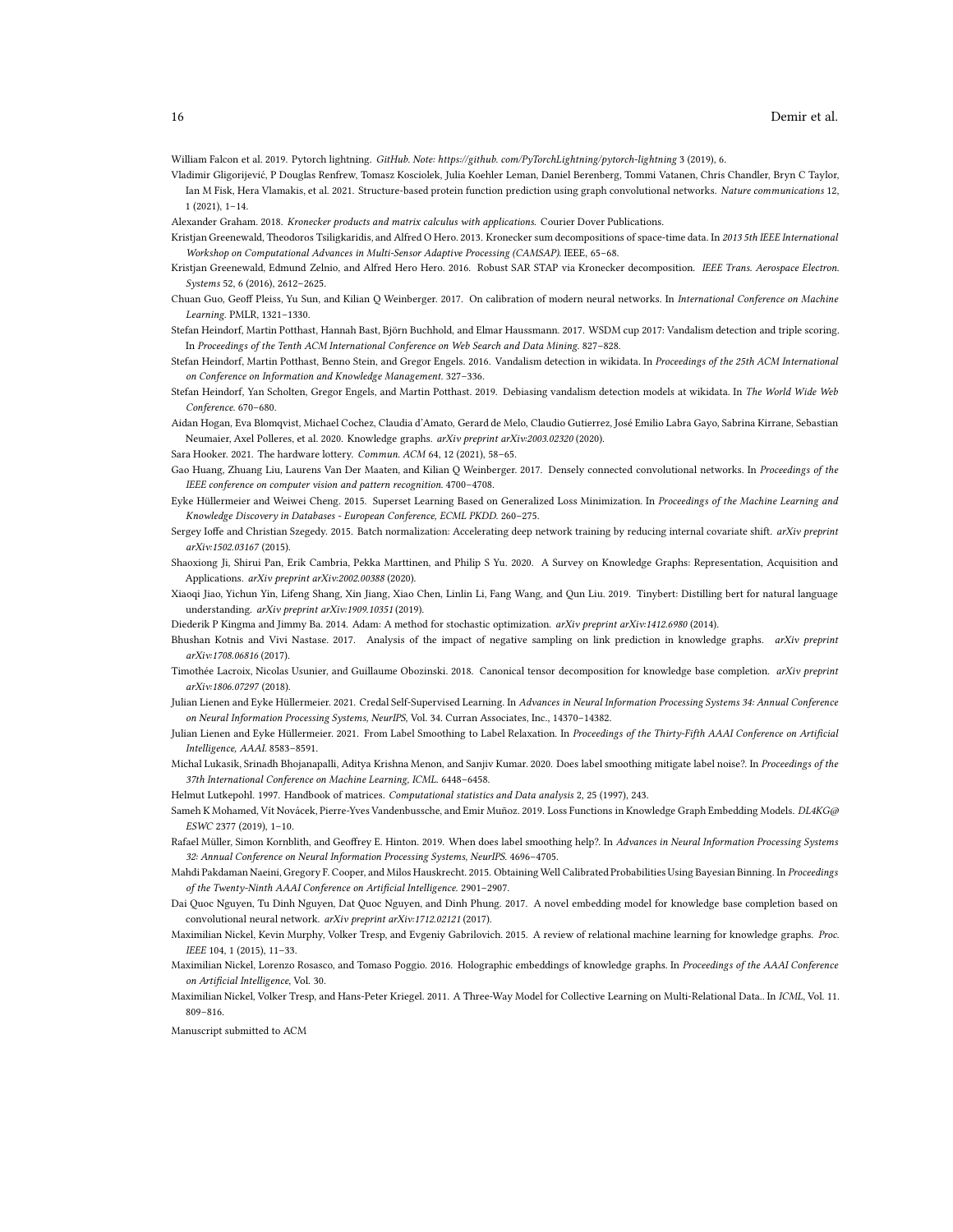William Falcon et al. 2019. Pytorch lightning. *GitHub. Note: https://github. com/PyTorchLightning/pytorch-lightning* 3 (2019), 6.

Vladimir Gligorijević, P Douglas Renfrew, Tomasz Kosciolek, Julia Koehler Leman, Daniel Berenberg, Tommi Vatanen, Chris Chandler, Bryn C Taylor, Ian M Fisk, Hera Vlamakis, et al. 2021. Structure-based protein function prediction using graph convolutional networks. *Nature communications* 12, 1 (2021), 1–14.

Alexander Graham. 2018. *Kronecker products and matrix calculus with applications.* Courier Dover Publications.

Kristjan Greenewald, Theodoros Tsiligkaridis, and Alfred O Hero. 2013. Kronecker sum decompositions of space-time data. In *2013 5th IEEE International Workshop on Computational Advances in Multi-Sensor Adaptive Processing (CAMSAP).* IEEE, 65–68.

Kristjan Greenewald, Edmund Zelnio, and Alfred Hero Hero. 2016. Robust SAR STAP via Kronecker decomposition. *IEEE Trans. Aerospace Electron. Systems* 52, 6 (2016), 2612–2625.

Chuan Guo, Geoff Pleiss, Yu Sun, and Kilian Q Weinberger. 2017. On calibration of modern neural networks. In *International Conference on Machine Learning.* PMLR, 1321–1330.

Stefan Heindorf, Martin Potthast, Hannah Bast, Björn Buchhold, and Elmar Haussmann. 2017. WSDM cup 2017: Vandalism detection and triple scoring. In *Proceedings of the Tenth ACM International Conference on Web Search and Data Mining.* 827–828.

Stefan Heindorf, Martin Potthast, Benno Stein, and Gregor Engels. 2016. Vandalism detection in wikidata. In *Proceedings of the 25th ACM International on Conference on Information and Knowledge Management.* 327–336.

Stefan Heindorf, Yan Scholten, Gregor Engels, and Martin Potthast. 2019. Debiasing vandalism detection models at wikidata. In *The World Wide Web Conference.* 670–680.

Aidan Hogan, Eva Blomqvist, Michael Cochez, Claudia d'Amato, Gerard de Melo, Claudio Gutierrez, José Emilio Labra Gayo, Sabrina Kirrane, Sebastian Neumaier, Axel Polleres, et al. 2020. Knowledge graphs. *arXiv preprint arXiv:2003.02320* (2020).

Sara Hooker. 2021. The hardware lottery. *Commun. ACM* 64, 12 (2021), 58–65.

Gao Huang, Zhuang Liu, Laurens Van Der Maaten, and Kilian Q Weinberger. 2017. Densely connected convolutional networks. In *Proceedings of the IEEE conference on computer vision and pattern recognition.* 4700–4708.

Eyke Hüllermeier and Weiwei Cheng. 2015. Superset Learning Based on Generalized Loss Minimization. In *Proceedings of the Machine Learning and Knowledge Discovery in Databases - European Conference, ECML PKDD.* 260–275.

Sergey Ioffe and Christian Szegedy. 2015. Batch normalization: Accelerating deep network training by reducing internal covariate shift. *arXiv preprint arXiv:1502.03167* (2015).

Shaoxiong Ji, Shirui Pan, Erik Cambria, Pekka Marttinen, and Philip S Yu. 2020. A Survey on Knowledge Graphs: Representation, Acquisition and Applications. *arXiv preprint arXiv:2002.00388* (2020).

Xiaoqi Jiao, Yichun Yin, Lifeng Shang, Xin Jiang, Xiao Chen, Linlin Li, Fang Wang, and Qun Liu. 2019. Tinybert: Distilling bert for natural language understanding. *arXiv preprint arXiv:1909.10351* (2019).

Diederik P Kingma and Jimmy Ba. 2014. Adam: A method for stochastic optimization. *arXiv preprint arXiv:1412.6980* (2014).

Bhushan Kotnis and Vivi Nastase. 2017. Analysis of the impact of negative sampling on link prediction in knowledge graphs. *arXiv preprint arXiv:1708.06816* (2017).

Timothée Lacroix, Nicolas Usunier, and Guillaume Obozinski. 2018. Canonical tensor decomposition for knowledge base completion. *arXiv preprint arXiv:1806.07297* (2018).

Julian Lienen and Eyke Hüllermeier. 2021. Credal Self-Supervised Learning. In *Advances in Neural Information Processing Systems 34: Annual Conference on Neural Information Processing Systems, NeurIPS*, Vol. 34. Curran Associates, Inc., 14370–14382.

Julian Lienen and Eyke Hüllermeier. 2021. From Label Smoothing to Label Relaxation. In *Proceedings of the Thirty-Fifth AAAI Conference on Artificial Intelligence, AAAI.* 8583–8591.

Michal Lukasik, Srinadh Bhojanapalli, Aditya Krishna Menon, and Sanjiv Kumar. 2020. Does label smoothing mitigate label noise?. In *Proceedings of the 37th International Conference on Machine Learning, ICML.* 6448–6458.

Helmut Lutkepohl. 1997. Handbook of matrices. *Computational statistics and Data analysis* 2, 25 (1997), 243.

Sameh K Mohamed, Vít Novácek, Pierre-Yves Vandenbussche, and Emir Muñoz. 2019. Loss Functions in Knowledge Graph Embedding Models. *DL4KG@ ESWC* 2377 (2019), 1–10.

Rafael Müller, Simon Kornblith, and Geoffrey E. Hinton. 2019. When does label smoothing help?. In *Advances in Neural Information Processing Systems 32: Annual Conference on Neural Information Processing Systems, NeurIPS.* 4696–4705.

Mahdi Pakdaman Naeini, Gregory F. Cooper, and Milos Hauskrecht. 2015. Obtaining Well Calibrated Probabilities Using Bayesian Binning. In *Proceedings of the Twenty-Ninth AAAI Conference on Artificial Intelligence.* 2901–2907.

Dai Quoc Nguyen, Tu Dinh Nguyen, Dat Quoc Nguyen, and Dinh Phung. 2017. A novel embedding model for knowledge base completion based on convolutional neural network. *arXiv preprint arXiv:1712.02121* (2017).

Maximilian Nickel, Kevin Murphy, Volker Tresp, and Evgeniy Gabrilovich. 2015. A review of relational machine learning for knowledge graphs. *Proc. IEEE* 104, 1 (2015), 11–33.

Maximilian Nickel, Lorenzo Rosasco, and Tomaso Poggio. 2016. Holographic embeddings of knowledge graphs. In *Proceedings of the AAAI Conference on Artificial Intelligence*, Vol. 30.

Maximilian Nickel, Volker Tresp, and Hans-Peter Kriegel. 2011. A Three-Way Model for Collective Learning on Multi-Relational Data.. In *ICML*, Vol. 11. 809–816.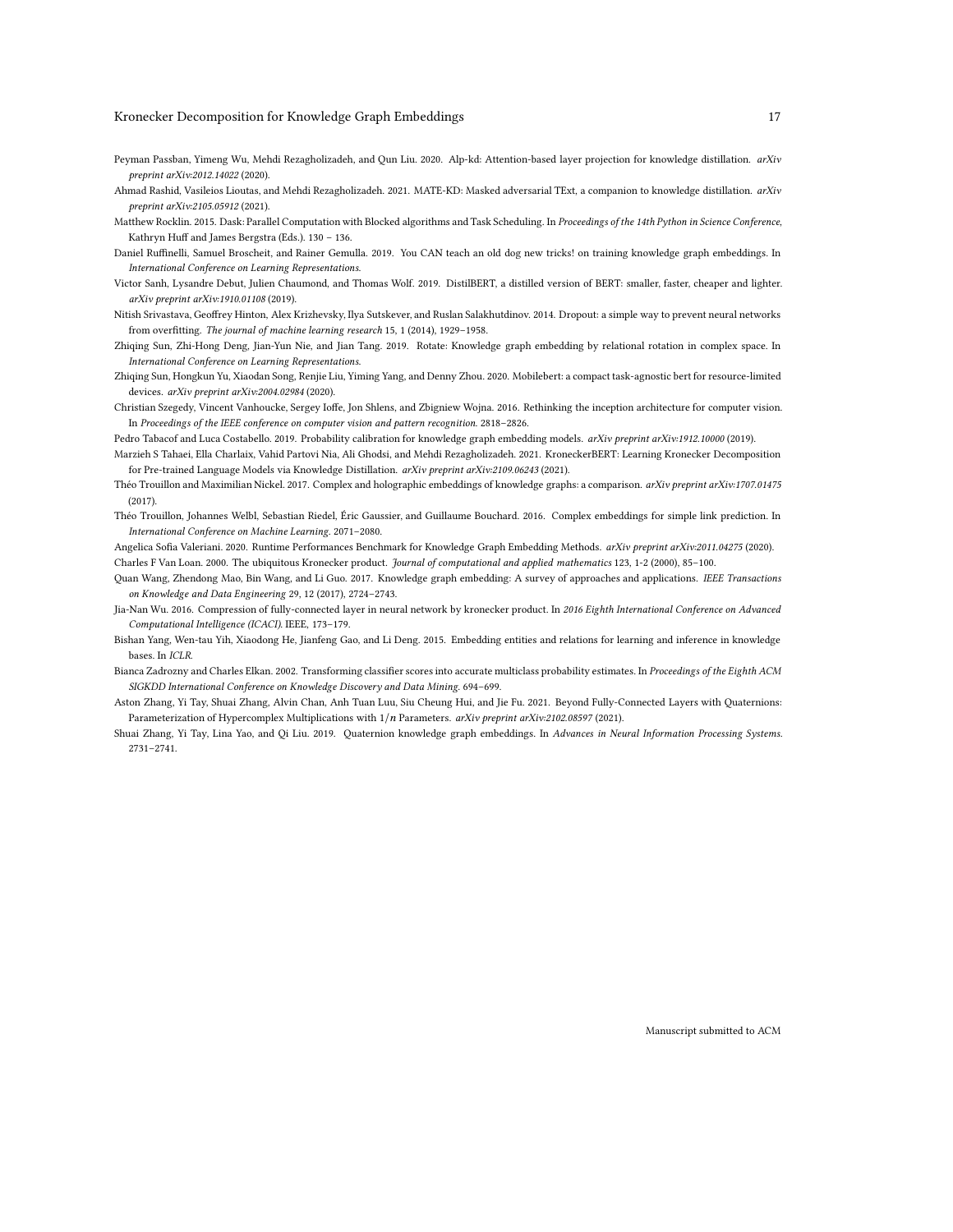Peyman Passban, Yimeng Wu, Mehdi Rezagholizadeh, and Qun Liu. 2020. Alp-kd: Attention-based layer projection for knowledge distillation. *arXiv preprint arXiv:2012.14022* (2020).

Ahmad Rashid, Vasileios Lioutas, and Mehdi Rezagholizadeh. 2021. MATE-KD: Masked adversarial TExt, a companion to knowledge distillation. *arXiv preprint arXiv:2105.05912* (2021).

Matthew Rocklin. 2015. Dask: Parallel Computation with Blocked algorithms and Task Scheduling. In *Proceedings of the 14th Python in Science Conference*, Kathryn Huff and James Bergstra (Eds.). 130 – 136.

Daniel Ruffinelli, Samuel Broscheit, and Rainer Gemulla. 2019. You CAN teach an old dog new tricks! on training knowledge graph embeddings. In *International Conference on Learning Representations*.

Victor Sanh, Lysandre Debut, Julien Chaumond, and Thomas Wolf. 2019. DistilBERT, a distilled version of BERT: smaller, faster, cheaper and lighter. *arXiv preprint arXiv:1910.01108* (2019).

Nitish Srivastava, Geoffrey Hinton, Alex Krizhevsky, Ilya Sutskever, and Ruslan Salakhutdinov. 2014. Dropout: a simple way to prevent neural networks from overfitting. *The journal of machine learning research* 15, 1 (2014), 1929–1958.

Zhiqing Sun, Zhi-Hong Deng, Jian-Yun Nie, and Jian Tang. 2019. Rotate: Knowledge graph embedding by relational rotation in complex space. In *International Conference on Learning Representations*.

Zhiqing Sun, Hongkun Yu, Xiaodan Song, Renjie Liu, Yiming Yang, and Denny Zhou. 2020. Mobilebert: a compact task-agnostic bert for resource-limited devices. *arXiv preprint arXiv:2004.02984* (2020).

Christian Szegedy, Vincent Vanhoucke, Sergey Ioffe, Jon Shlens, and Zbigniew Wojna. 2016. Rethinking the inception architecture for computer vision. In *Proceedings of the IEEE conference on computer vision and pattern recognition*. 2818–2826.

Pedro Tabacof and Luca Costabello. 2019. Probability calibration for knowledge graph embedding models. *arXiv preprint arXiv:1912.10000* (2019).

Marzieh S Tahaei, Ella Charlaix, Vahid Partovi Nia, Ali Ghodsi, and Mehdi Rezagholizadeh. 2021. KroneckerBERT: Learning Kronecker Decomposition for Pre-trained Language Models via Knowledge Distillation. *arXiv preprint arXiv:2109.06243* (2021).

Théo Trouillon and Maximilian Nickel. 2017. Complex and holographic embeddings of knowledge graphs: a comparison. *arXiv preprint arXiv:1707.01475* (2017).

Théo Trouillon, Johannes Welbl, Sebastian Riedel, Éric Gaussier, and Guillaume Bouchard. 2016. Complex embeddings for simple link prediction. In *International Conference on Machine Learning*. 2071–2080.

Angelica Sofia Valeriani. 2020. Runtime Performances Benchmark for Knowledge Graph Embedding Methods. *arXiv preprint arXiv:2011.04275* (2020).

Charles F Van Loan. 2000. The ubiquitous Kronecker product. *Journal of computational and applied mathematics* 123, 1-2 (2000), 85–100.

Quan Wang, Zhendong Mao, Bin Wang, and Li Guo. 2017. Knowledge graph embedding: A survey of approaches and applications. *IEEE Transactions on Knowledge and Data Engineering* 29, 12 (2017), 2724–2743.

Jia-Nan Wu. 2016. Compression of fully-connected layer in neural network by kronecker product. In *2016 Eighth International Conference on Advanced Computational Intelligence (ICACI)*. IEEE, 173–179.

Bishan Yang, Wen-tau Yih, Xiaodong He, Jianfeng Gao, and Li Deng. 2015. Embedding entities and relations for learning and inference in knowledge bases. In *ICLR*.

Bianca Zadrozny and Charles Elkan. 2002. Transforming classifier scores into accurate multiclass probability estimates. In *Proceedings of the Eighth ACM SIGKDD International Conference on Knowledge Discovery and Data Mining*. 694–699.

Aston Zhang, Yi Tay, Shuai Zhang, Alvin Chan, Anh Tuan Luu, Siu Cheung Hui, and Jie Fu. 2021. Beyond Fully-Connected Layers with Quaternions: Parameterization of Hypercomplex Multiplications with $1/n$ Parameters. *arXiv preprint arXiv:2102.08597* (2021).

Shuai Zhang, Yi Tay, Lina Yao, and Qi Liu. 2019. Quaternion knowledge graph embeddings. In *Advances in Neural Information Processing Systems*. 2731–2741.